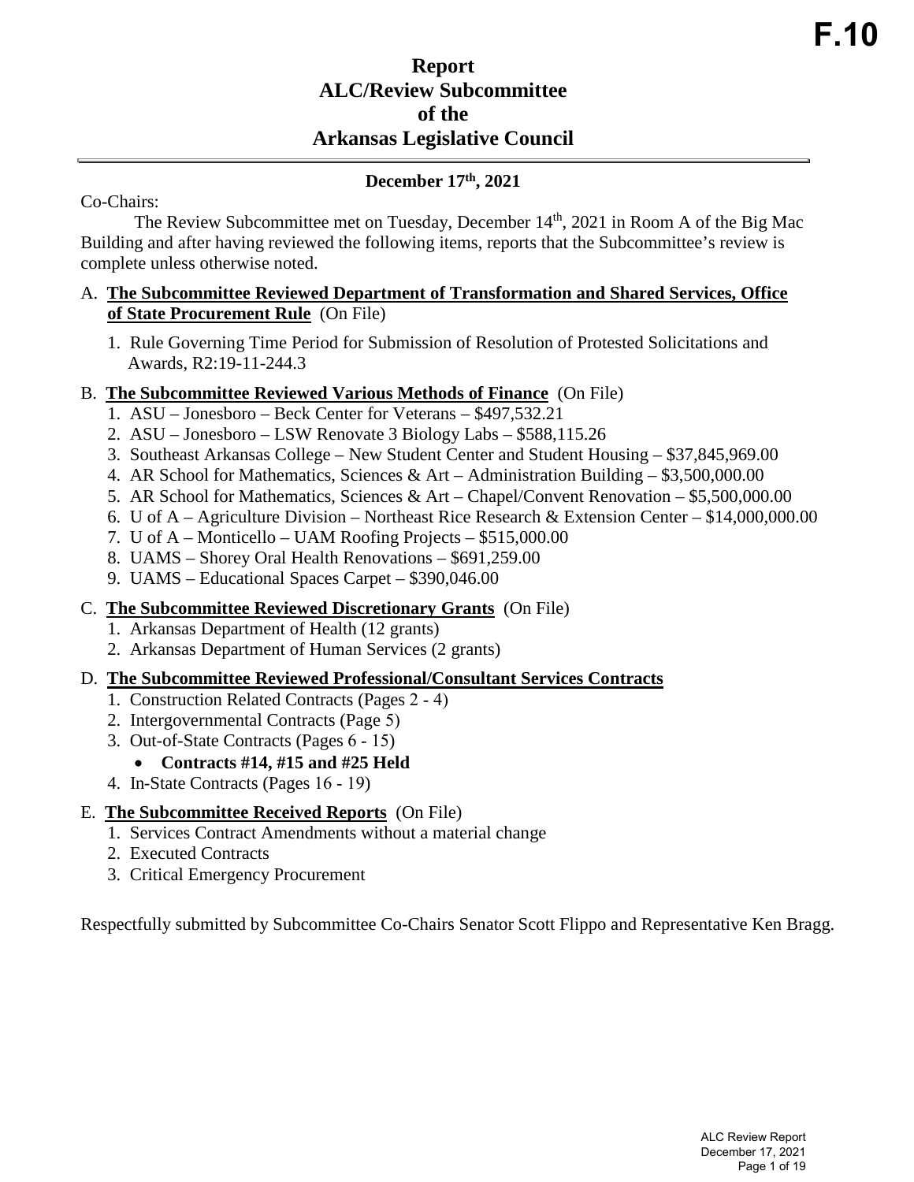**F.10**

# Report
# ALC/Review Subcommittee
# of the
# Arkansas Legislative Council

**December 17th, 2021**

Co-Chairs:

The Review Subcommittee met on Tuesday, December 14th, 2021 in Room A of the Big Mac Building and after having reviewed the following items, reports that the Subcommittee's review is complete unless otherwise noted.

A. **The Subcommittee Reviewed Department of Transformation and Shared Services, Office of State Procurement Rule** (On File)

   1. Rule Governing Time Period for Submission of Resolution of Protested Solicitations and Awards, R2:19-11-244.3

B. **The Subcommittee Reviewed Various Methods of Finance** (On File)

   1. ASU – Jonesboro – Beck Center for Veterans – $497,532.21
   2. ASU – Jonesboro – LSW Renovate 3 Biology Labs – $588,115.26
   3. Southeast Arkansas College – New Student Center and Student Housing – $37,845,969.00
   4. AR School for Mathematics, Sciences & Art – Administration Building – $3,500,000.00
   5. AR School for Mathematics, Sciences & Art – Chapel/Convent Renovation – $5,500,000.00
   6. U of A – Agriculture Division – Northeast Rice Research & Extension Center – $14,000,000.00
   7. U of A – Monticello – UAM Roofing Projects – $515,000.00
   8. UAMS – Shorey Oral Health Renovations – $691,259.00
   9. UAMS – Educational Spaces Carpet – $390,046.00

C. **The Subcommittee Reviewed Discretionary Grants** (On File)

   1. Arkansas Department of Health (12 grants)
   2. Arkansas Department of Human Services (2 grants)

D. **The Subcommittee Reviewed Professional/Consultant Services Contracts**

   1. Construction Related Contracts (Pages 2 - 4)
   2. Intergovernmental Contracts (Page 5)
   3. Out-of-State Contracts (Pages 6 - 15)
      - **Contracts #14, #15 and #25 Held**
   4. In-State Contracts (Pages 16 - 19)

E. **The Subcommittee Received Reports** (On File)

   1. Services Contract Amendments without a material change
   2. Executed Contracts
   3. Critical Emergency Procurement

Respectfully submitted by Subcommittee Co-Chairs Senator Scott Flippo and Representative Ken Bragg.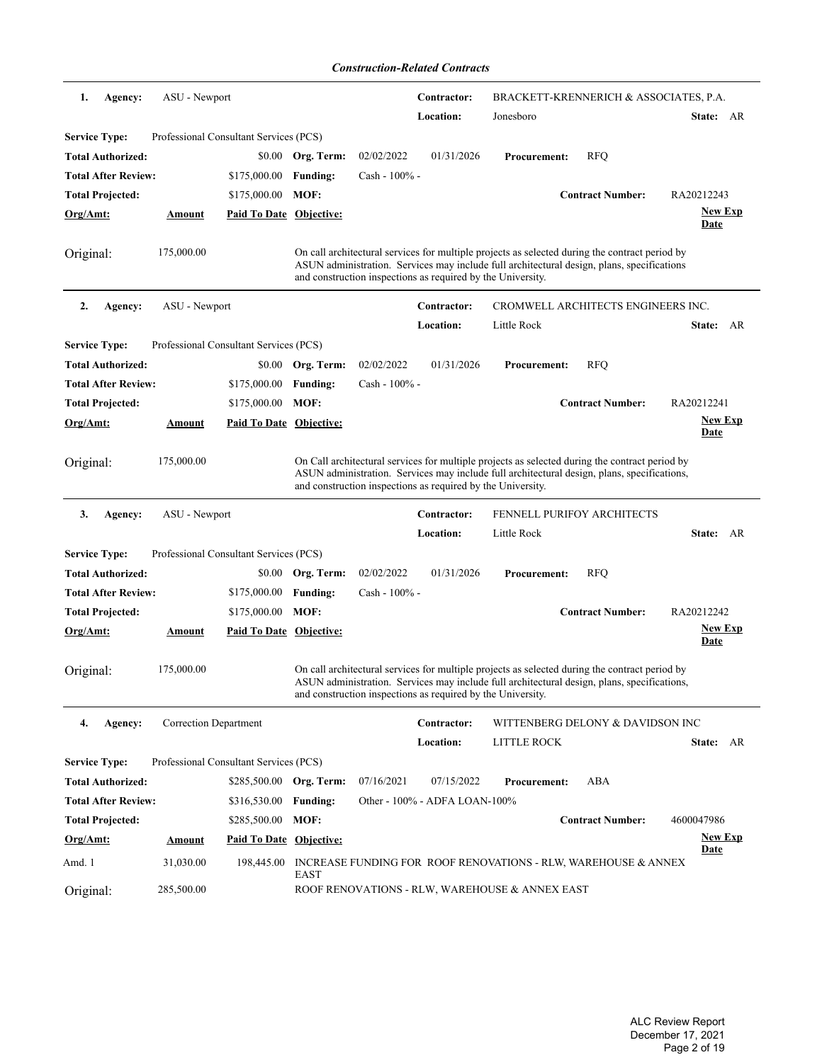*Construction-Related Contracts*

---

**1. Agency:** ASU - Newport | **Contractor:** BRACKETT-KRENNERICH & ASSOCIATES, P.A.
**Location:** Jonesboro | **State:** AR

**Service Type:** Professional Consultant Services (PCS)

| | | | | | | |
|---|---|---|---|---|---|---|
| **Total Authorized:** | $0.00 | **Org. Term:** | 02/02/2022 | 01/31/2026 | **Procurement:** | RFQ |
| **Total After Review:** | $175,000.00 | **Funding:** | Cash - 100% - | | | |
| **Total Projected:** | $175,000.00 | **MOF:** | | | **Contract Number:** | RA20212243 |

| **Org/Amt:** | **Amount** | **Paid To Date** | **Objective:** | **New Exp Date** |
|---|---|---|---|---|
| Original: | 175,000.00 | | On call architectural services for multiple projects as selected during the contract period by ASUN administration. Services may include full architectural design, plans, specifications and construction inspections as required by the University. | |

---

**2. Agency:** ASU - Newport | **Contractor:** CROMWELL ARCHITECTS ENGINEERS INC.
**Location:** Little Rock | **State:** AR

**Service Type:** Professional Consultant Services (PCS)

| | | | | | | |
|---|---|---|---|---|---|---|
| **Total Authorized:** | $0.00 | **Org. Term:** | 02/02/2022 | 01/31/2026 | **Procurement:** | RFQ |
| **Total After Review:** | $175,000.00 | **Funding:** | Cash - 100% - | | | |
| **Total Projected:** | $175,000.00 | **MOF:** | | | **Contract Number:** | RA20212241 |

| **Org/Amt:** | **Amount** | **Paid To Date** | **Objective:** | **New Exp Date** |
|---|---|---|---|---|
| Original: | 175,000.00 | | On Call architectural services for multiple projects as selected during the contract period by ASUN administration. Services may include full architectural design, plans, specifications, and construction inspections as required by the University. | |

---

**3. Agency:** ASU - Newport | **Contractor:** FENNELL PURIFOY ARCHITECTS
**Location:** Little Rock | **State:** AR

**Service Type:** Professional Consultant Services (PCS)

| | | | | | | |
|---|---|---|---|---|---|---|
| **Total Authorized:** | $0.00 | **Org. Term:** | 02/02/2022 | 01/31/2026 | **Procurement:** | RFQ |
| **Total After Review:** | $175,000.00 | **Funding:** | Cash - 100% - | | | |
| **Total Projected:** | $175,000.00 | **MOF:** | | | **Contract Number:** | RA20212242 |

| **Org/Amt:** | **Amount** | **Paid To Date** | **Objective:** | **New Exp Date** |
|---|---|---|---|---|
| Original: | 175,000.00 | | On call architectural services for multiple projects as selected during the contract period by ASUN administration. Services may include full architectural design, plans, specifications, and construction inspections as required by the University. | |

---

**4. Agency:** Correction Department | **Contractor:** WITTENBERG DELONY & DAVIDSON INC
**Location:** LITTLE ROCK | **State:** AR

**Service Type:** Professional Consultant Services (PCS)

| | | | | | | |
|---|---|---|---|---|---|---|
| **Total Authorized:** | $285,500.00 | **Org. Term:** | 07/16/2021 | 07/15/2022 | **Procurement:** | ABA |
| **Total After Review:** | $316,530.00 | **Funding:** | Other - 100% - ADFA LOAN-100% | | | |
| **Total Projected:** | $285,500.00 | **MOF:** | | | **Contract Number:** | 4600047986 |

| **Org/Amt:** | **Amount** | **Paid To Date** | **Objective:** | **New Exp Date** |
|---|---|---|---|---|
| Amd. 1 | 31,030.00 | 198,445.00 | INCREASE FUNDING FOR ROOF RENOVATIONS - RLW, WAREHOUSE & ANNEX EAST | |
| Original: | 285,500.00 | | ROOF RENOVATIONS - RLW, WAREHOUSE & ANNEX EAST | |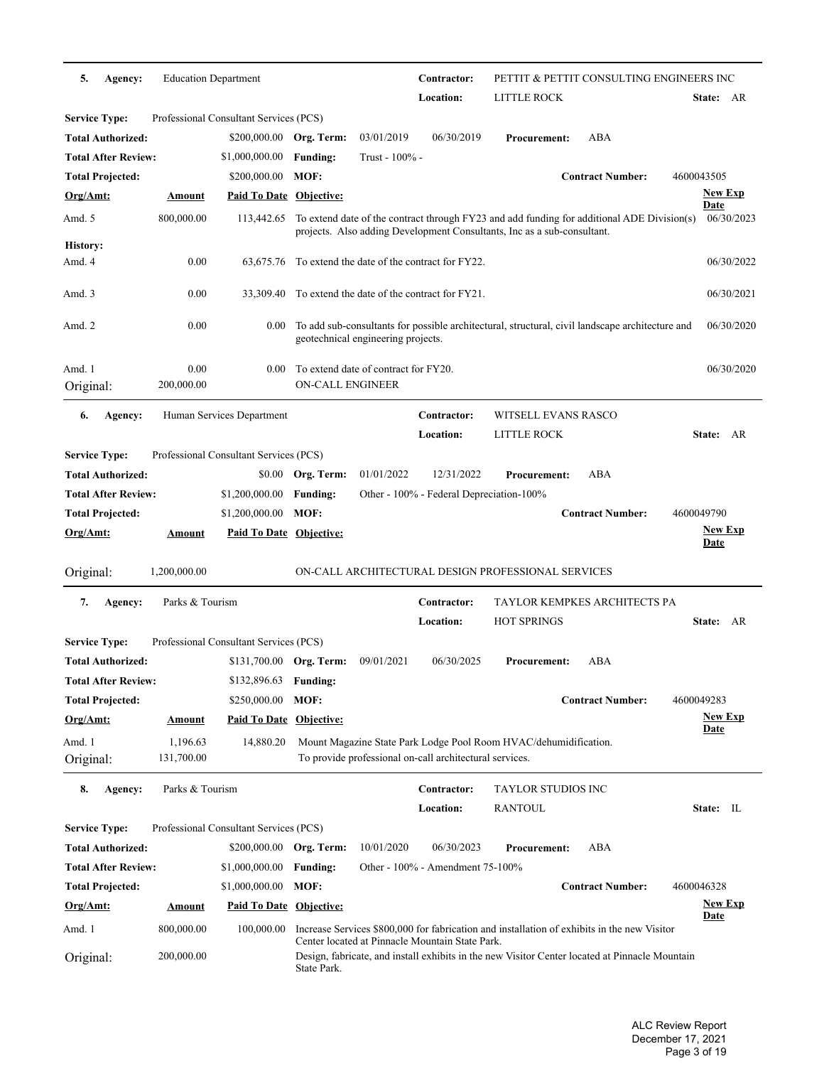**5. Agency:** Education Department | **Contractor:** PETTIT & PETTIT CONSULTING ENGINEERS INC | **Location:** LITTLE ROCK | **State:** AR

**Service Type:** Professional Consultant Services (PCS)

| | | | | | | | |
|---|---|---|---|---|---|---|---|
| **Total Authorized:** | $200,000.00 | **Org. Term:** | 03/01/2019 | 06/30/2019 | **Procurement:** | ABA | |
| **Total After Review:** | $1,000,000.00 | **Funding:** | Trust - 100% - | | | | |
| **Total Projected:** | $200,000.00 | **MOF:** | | | **Contract Number:** | 4600043505 | |

| Org/Amt: | Amount | Paid To Date | Objective: | New Exp Date |
|---|---|---|---|---|
| Amd. 5 | 800,000.00 | 113,442.65 | To extend date of the contract through FY23 and add funding for additional ADE Division(s) projects. Also adding Development Consultants, Inc as a sub-consultant. | 06/30/2023 |
| **History:** | | | | |
| Amd. 4 | 0.00 | 63,675.76 | To extend the date of the contract for FY22. | 06/30/2022 |
| Amd. 3 | 0.00 | 33,309.40 | To extend the date of the contract for FY21. | 06/30/2021 |
| Amd. 2 | 0.00 | 0.00 | To add sub-consultants for possible architectural, structural, civil landscape architecture and geotechnical engineering projects. | 06/30/2020 |
| Amd. 1 | 0.00 | 0.00 | To extend date of contract for FY20. | 06/30/2020 |
| Original: | 200,000.00 | | ON-CALL ENGINEER | |

---

**6. Agency:** Human Services Department | **Contractor:** WITSELL EVANS RASCO | **Location:** LITTLE ROCK | **State:** AR

**Service Type:** Professional Consultant Services (PCS)

| | | | | | | | |
|---|---|---|---|---|---|---|---|
| **Total Authorized:** | $0.00 | **Org. Term:** | 01/01/2022 | 12/31/2022 | **Procurement:** | ABA | |
| **Total After Review:** | $1,200,000.00 | **Funding:** | Other - 100% - Federal Depreciation-100% | | | | |
| **Total Projected:** | $1,200,000.00 | **MOF:** | | | **Contract Number:** | 4600049790 | |

| Org/Amt: | Amount | Paid To Date | Objective: | New Exp Date |
|---|---|---|---|---|
| Original: | 1,200,000.00 | | ON-CALL ARCHITECTURAL DESIGN PROFESSIONAL SERVICES | |

---

**7. Agency:** Parks & Tourism | **Contractor:** TAYLOR KEMPKES ARCHITECTS PA | **Location:** HOT SPRINGS | **State:** AR

**Service Type:** Professional Consultant Services (PCS)

| | | | | | | | |
|---|---|---|---|---|---|---|---|
| **Total Authorized:** | $131,700.00 | **Org. Term:** | 09/01/2021 | 06/30/2025 | **Procurement:** | ABA | |
| **Total After Review:** | $132,896.63 | **Funding:** | | | | | |
| **Total Projected:** | $250,000.00 | **MOF:** | | | **Contract Number:** | 4600049283 | |

| Org/Amt: | Amount | Paid To Date | Objective: | New Exp Date |
|---|---|---|---|---|
| Amd. 1 | 1,196.63 | 14,880.20 | Mount Magazine State Park Lodge Pool Room HVAC/dehumidification. | |
| Original: | 131,700.00 | | To provide professional on-call architectural services. | |

---

**8. Agency:** Parks & Tourism | **Contractor:** TAYLOR STUDIOS INC | **Location:** RANTOUL | **State:** IL

**Service Type:** Professional Consultant Services (PCS)

| | | | | | | | |
|---|---|---|---|---|---|---|---|
| **Total Authorized:** | $200,000.00 | **Org. Term:** | 10/01/2020 | 06/30/2023 | **Procurement:** | ABA | |
| **Total After Review:** | $1,000,000.00 | **Funding:** | Other - 100% - Amendment 75-100% | | | | |
| **Total Projected:** | $1,000,000.00 | **MOF:** | | | **Contract Number:** | 4600046328 | |

| Org/Amt: | Amount | Paid To Date | Objective: | New Exp Date |
|---|---|---|---|---|
| Amd. 1 | 800,000.00 | 100,000.00 | Increase Services $800,000 for fabrication and installation of exhibits in the new Visitor Center located at Pinnacle Mountain State Park. | |
| Original: | 200,000.00 | | Design, fabricate, and install exhibits in the new Visitor Center located at Pinnacle Mountain State Park. | |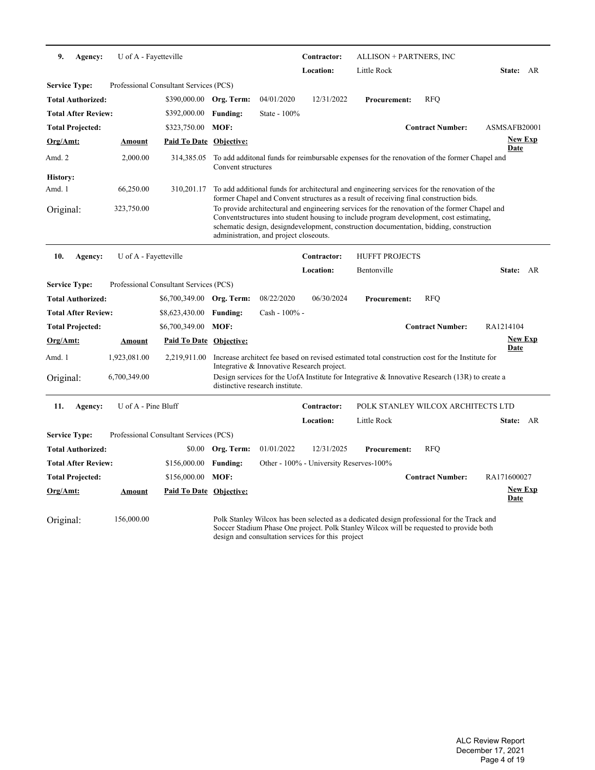**9. Agency:** U of A - Fayetteville | **Contractor:** ALLISON + PARTNERS, INC | **Location:** Little Rock | **State:** AR

**Service Type:** Professional Consultant Services (PCS)

| | | | | | | | |
|---|---|---|---|---|---|---|---|
| **Total Authorized:** | $390,000.00 | **Org. Term:** | 04/01/2020 | 12/31/2022 | **Procurement:** | RFQ | |
| **Total After Review:** | $392,000.00 | **Funding:** | State - 100% | | | | |
| **Total Projected:** | $323,750.00 | **MOF:** | | | **Contract Number:** | ASMSAFB20001 | |

| Org/Amt: | Amount | Paid To Date | Objective: | New Exp Date |
|---|---|---|---|---|
| Amd. 2 | 2,000.00 | 314,385.05 | To add additonal funds for reimbursable expenses for the renovation of the former Chapel and Convent structures | |
| **History:** | | | | |
| Amd. 1 | 66,250.00 | 310,201.17 | To add additional funds for architectural and engineering services for the renovation of the former Chapel and Convent structures as a result of receiving final construction bids. | |
| Original: | 323,750.00 | | To provide architectural and engineering services for the renovation of the former Chapel and Conventstructures into student housing to include program development, cost estimating, schematic design, designdevelopment, construction documentation, bidding, construction administration, and project closeouts. | |

---

**10. Agency:** U of A - Fayetteville | **Contractor:** HUFFT PROJECTS | **Location:** Bentonville | **State:** AR

**Service Type:** Professional Consultant Services (PCS)

| | | | | | | | |
|---|---|---|---|---|---|---|---|
| **Total Authorized:** | $6,700,349.00 | **Org. Term:** | 08/22/2020 | 06/30/2024 | **Procurement:** | RFQ | |
| **Total After Review:** | $8,623,430.00 | **Funding:** | Cash - 100% - | | | | |
| **Total Projected:** | $6,700,349.00 | **MOF:** | | | **Contract Number:** | RA1214104 | |

| Org/Amt: | Amount | Paid To Date | Objective: | New Exp Date |
|---|---|---|---|---|
| Amd. 1 | 1,923,081.00 | 2,219,911.00 | Increase architect fee based on revised estimated total construction cost for the Institute for Integrative & Innovative Research project. | |
| Original: | 6,700,349.00 | | Design services for the UofA Institute for Integrative & Innovative Research (13R) to create a distinctive research institute. | |

---

**11. Agency:** U of A - Pine Bluff | **Contractor:** POLK STANLEY WILCOX ARCHITECTS LTD | **Location:** Little Rock | **State:** AR

**Service Type:** Professional Consultant Services (PCS)

| | | | | | | | |
|---|---|---|---|---|---|---|---|
| **Total Authorized:** | $0.00 | **Org. Term:** | 01/01/2022 | 12/31/2025 | **Procurement:** | RFQ | |
| **Total After Review:** | $156,000.00 | **Funding:** | Other - 100% - University Reserves-100% | | | | |
| **Total Projected:** | $156,000.00 | **MOF:** | | | **Contract Number:** | RA171600027 | |

| Org/Amt: | Amount | Paid To Date | Objective: | New Exp Date |
|---|---|---|---|---|
| Original: | 156,000.00 | | Polk Stanley Wilcox has been selected as a dedicated design professional for the Track and Soccer Stadium Phase One project. Polk Stanley Wilcox will be requested to provide both design and consultation services for this project | |

ALC Review Report
December 17, 2021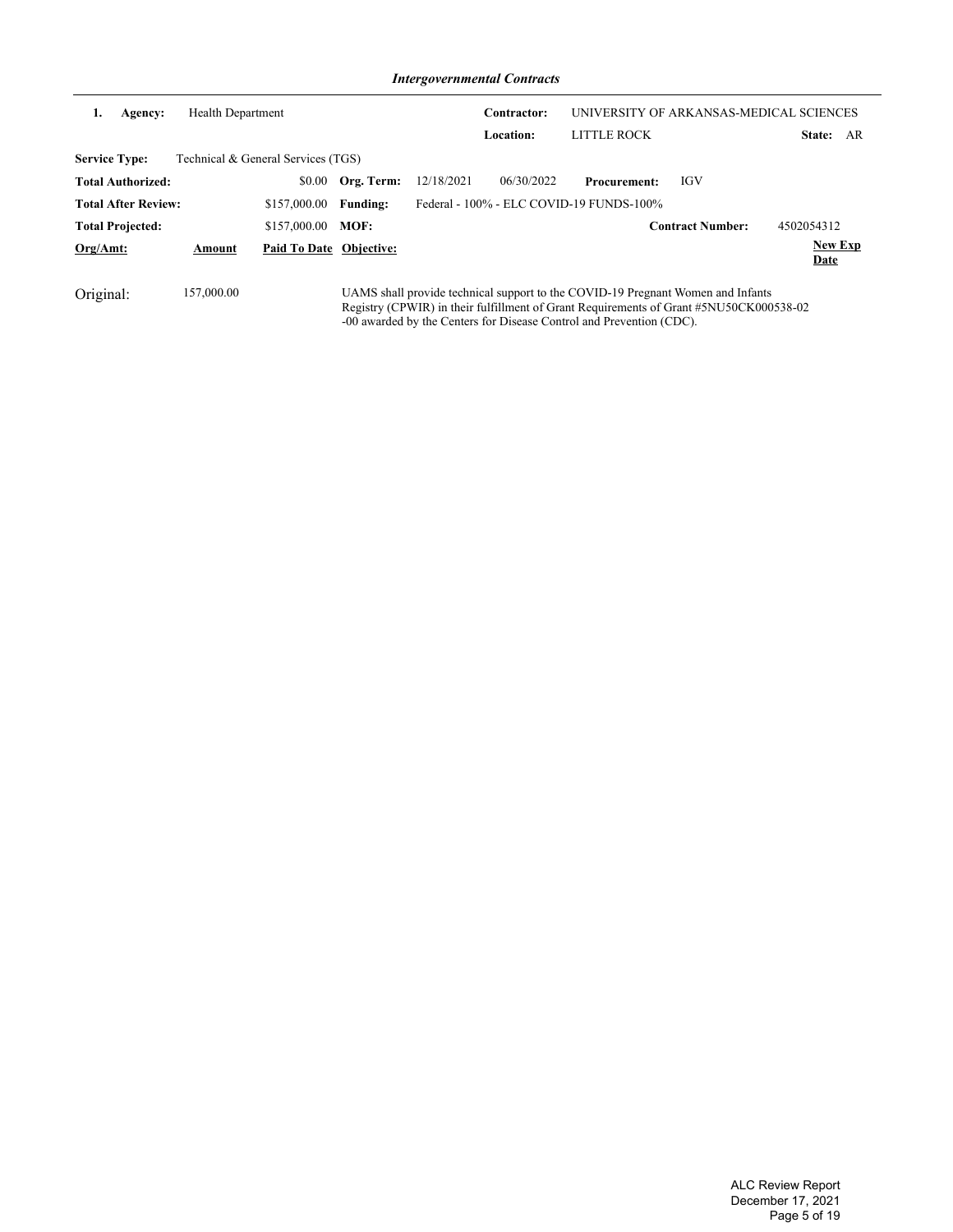## *Intergovernmental Contracts*

**1.** **Agency:** Health Department

**Contractor:** UNIVERSITY OF ARKANSAS-MEDICAL SCIENCES

**Location:** LITTLE ROCK **State:** AR

**Service Type:** Technical & General Services (TGS)

**Total Authorized:** $0.00 **Org. Term:** 12/18/2021 06/30/2022 **Procurement:** IGV

**Total After Review:** $157,000.00 **Funding:** Federal - 100% - ELC COVID-19 FUNDS-100%

**Total Projected:** $157,000.00 **MOF:** **Contract Number:** 4502054312

| Org/Amt: | Amount | Paid To Date | Objective: | New Exp Date |
|---|---|---|---|---|
| Original: | 157,000.00 | | UAMS shall provide technical support to the COVID-19 Pregnant Women and Infants Registry (CPWIR) in their fulfillment of Grant Requirements of Grant #5NU50CK000538-02-00 awarded by the Centers for Disease Control and Prevention (CDC). | |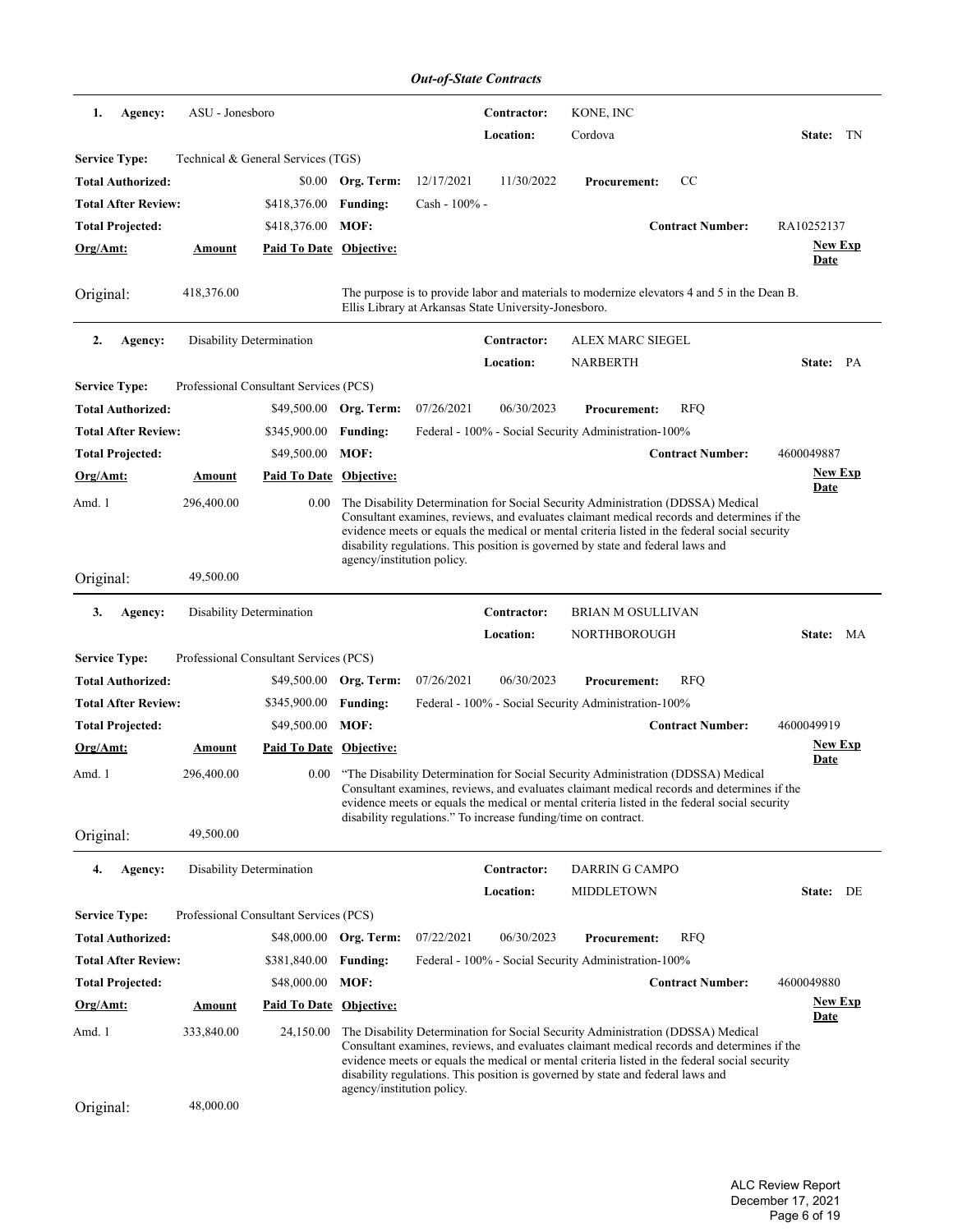## *Out-of-State Contracts*

**1. Agency:** ASU - Jonesboro
**Contractor:** KONE, INC
**Location:** Cordova
**State:** TN

**Service Type:** Technical & General Services (TGS)

**Total Authorized:** $0.00 **Org. Term:** 12/17/2021 11/30/2022 **Procurement:** CC
**Total After Review:** $418,376.00 **Funding:** Cash - 100% -
**Total Projected:** $418,376.00 **MOF:**
**Contract Number:** RA10252137

| Org/Amt: | Amount | Paid To Date | Objective: | New Exp Date |
|---|---|---|---|---|
| Original: | 418,376.00 | | The purpose is to provide labor and materials to modernize elevators 4 and 5 in the Dean B. Ellis Library at Arkansas State University-Jonesboro. | |

---

**2. Agency:** Disability Determination
**Contractor:** ALEX MARC SIEGEL
**Location:** NARBERTH
**State:** PA

**Service Type:** Professional Consultant Services (PCS)

**Total Authorized:** $49,500.00 **Org. Term:** 07/26/2021 06/30/2023 **Procurement:** RFQ
**Total After Review:** $345,900.00 **Funding:** Federal - 100% - Social Security Administration-100%
**Total Projected:** $49,500.00 **MOF:**
**Contract Number:** 4600049887

| Org/Amt: | Amount | Paid To Date | Objective: | New Exp Date |
|---|---|---|---|---|
| Amd. 1 | 296,400.00 | 0.00 | The Disability Determination for Social Security Administration (DDSSA) Medical Consultant examines, reviews, and evaluates claimant medical records and determines if the evidence meets or equals the medical or mental criteria listed in the federal social security disability regulations. This position is governed by state and federal laws and agency/institution policy. | |
| Original: | 49,500.00 | | | |

---

**3. Agency:** Disability Determination
**Contractor:** BRIAN M OSULLIVAN
**Location:** NORTHBOROUGH
**State:** MA

**Service Type:** Professional Consultant Services (PCS)

**Total Authorized:** $49,500.00 **Org. Term:** 07/26/2021 06/30/2023 **Procurement:** RFQ
**Total After Review:** $345,900.00 **Funding:** Federal - 100% - Social Security Administration-100%
**Total Projected:** $49,500.00 **MOF:**
**Contract Number:** 4600049919

| Org/Amt: | Amount | Paid To Date | Objective: | New Exp Date |
|---|---|---|---|---|
| Amd. 1 | 296,400.00 | 0.00 | "The Disability Determination for Social Security Administration (DDSSA) Medical Consultant examines, reviews, and evaluates claimant medical records and determines if the evidence meets or equals the medical or mental criteria listed in the federal social security disability regulations." To increase funding/time on contract. | |
| Original: | 49,500.00 | | | |

---

**4. Agency:** Disability Determination
**Contractor:** DARRIN G CAMPO
**Location:** MIDDLETOWN
**State:** DE

**Service Type:** Professional Consultant Services (PCS)

**Total Authorized:** $48,000.00 **Org. Term:** 07/22/2021 06/30/2023 **Procurement:** RFQ
**Total After Review:** $381,840.00 **Funding:** Federal - 100% - Social Security Administration-100%
**Total Projected:** $48,000.00 **MOF:**
**Contract Number:** 4600049880

| Org/Amt: | Amount | Paid To Date | Objective: | New Exp Date |
|---|---|---|---|---|
| Amd. 1 | 333,840.00 | 24,150.00 | The Disability Determination for Social Security Administration (DDSSA) Medical Consultant examines, reviews, and evaluates claimant medical records and determines if the evidence meets or equals the medical or mental criteria listed in the federal social security disability regulations. This position is governed by state and federal laws and agency/institution policy. | |
| Original: | 48,000.00 | | | |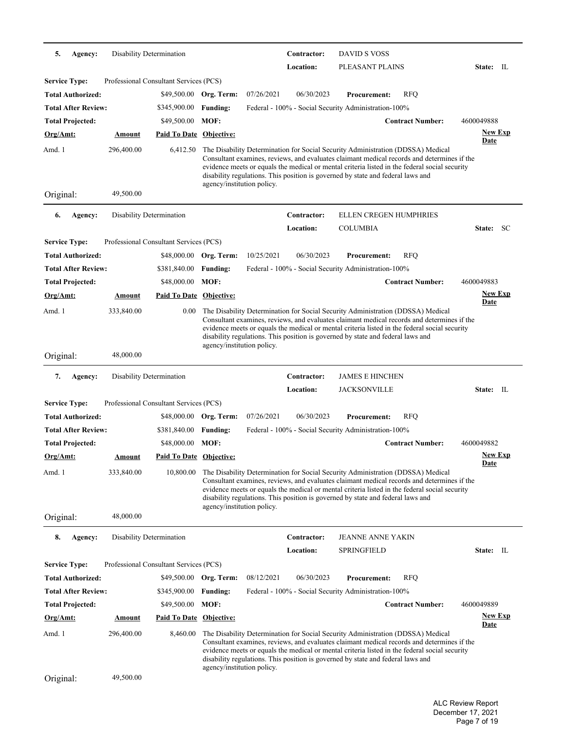**5. Agency:** Disability Determination | **Contractor:** DAVID S VOSS | **Location:** PLEASANT PLAINS | **State:** IL

**Service Type:** Professional Consultant Services (PCS)

**Total Authorized:** $49,500.00 | **Org. Term:** 07/26/2021 06/30/2023 | **Procurement:** RFQ

**Total After Review:** $345,900.00 | **Funding:** Federal - 100% - Social Security Administration-100%

**Total Projected:** $49,500.00 | **MOF:** | **Contract Number:** 4600049888

| Org/Amt: | Amount | Paid To Date | Objective: | New Exp Date |
|---|---|---|---|---|
| Amd. 1 | 296,400.00 | 6,412.50 | The Disability Determination for Social Security Administration (DDSSA) Medical Consultant examines, reviews, and evaluates claimant medical records and determines if the evidence meets or equals the medical or mental criteria listed in the federal social security disability regulations. This position is governed by state and federal laws and agency/institution policy. | |
| Original: | 49,500.00 | | | |

---

**6. Agency:** Disability Determination | **Contractor:** ELLEN CREGEN HUMPHRIES | **Location:** COLUMBIA | **State:** SC

**Service Type:** Professional Consultant Services (PCS)

**Total Authorized:** $48,000.00 | **Org. Term:** 10/25/2021 06/30/2023 | **Procurement:** RFQ

**Total After Review:** $381,840.00 | **Funding:** Federal - 100% - Social Security Administration-100%

**Total Projected:** $48,000.00 | **MOF:** | **Contract Number:** 4600049883

| Org/Amt: | Amount | Paid To Date | Objective: | New Exp Date |
|---|---|---|---|---|
| Amd. 1 | 333,840.00 | 0.00 | The Disability Determination for Social Security Administration (DDSSA) Medical Consultant examines, reviews, and evaluates claimant medical records and determines if the evidence meets or equals the medical or mental criteria listed in the federal social security disability regulations. This position is governed by state and federal laws and agency/institution policy. | |
| Original: | 48,000.00 | | | |

---

**7. Agency:** Disability Determination | **Contractor:** JAMES E HINCHEN | **Location:** JACKSONVILLE | **State:** IL

**Service Type:** Professional Consultant Services (PCS)

**Total Authorized:** $48,000.00 | **Org. Term:** 07/26/2021 06/30/2023 | **Procurement:** RFQ

**Total After Review:** $381,840.00 | **Funding:** Federal - 100% - Social Security Administration-100%

**Total Projected:** $48,000.00 | **MOF:** | **Contract Number:** 4600049882

| Org/Amt: | Amount | Paid To Date | Objective: | New Exp Date |
|---|---|---|---|---|
| Amd. 1 | 333,840.00 | 10,800.00 | The Disability Determination for Social Security Administration (DDSSA) Medical Consultant examines, reviews, and evaluates claimant medical records and determines if the evidence meets or equals the medical or mental criteria listed in the federal social security disability regulations. This position is governed by state and federal laws and agency/institution policy. | |
| Original: | 48,000.00 | | | |

---

**8. Agency:** Disability Determination | **Contractor:** JEANNE ANNE YAKIN | **Location:** SPRINGFIELD | **State:** IL

**Service Type:** Professional Consultant Services (PCS)

**Total Authorized:** $49,500.00 | **Org. Term:** 08/12/2021 06/30/2023 | **Procurement:** RFQ

**Total After Review:** $345,900.00 | **Funding:** Federal - 100% - Social Security Administration-100%

**Total Projected:** $49,500.00 | **MOF:** | **Contract Number:** 4600049889

| Org/Amt: | Amount | Paid To Date | Objective: | New Exp Date |
|---|---|---|---|---|
| Amd. 1 | 296,400.00 | 8,460.00 | The Disability Determination for Social Security Administration (DDSSA) Medical Consultant examines, reviews, and evaluates claimant medical records and determines if the evidence meets or equals the medical or mental criteria listed in the federal social security disability regulations. This position is governed by state and federal laws and agency/institution policy. | |
| Original: | 49,500.00 | | | |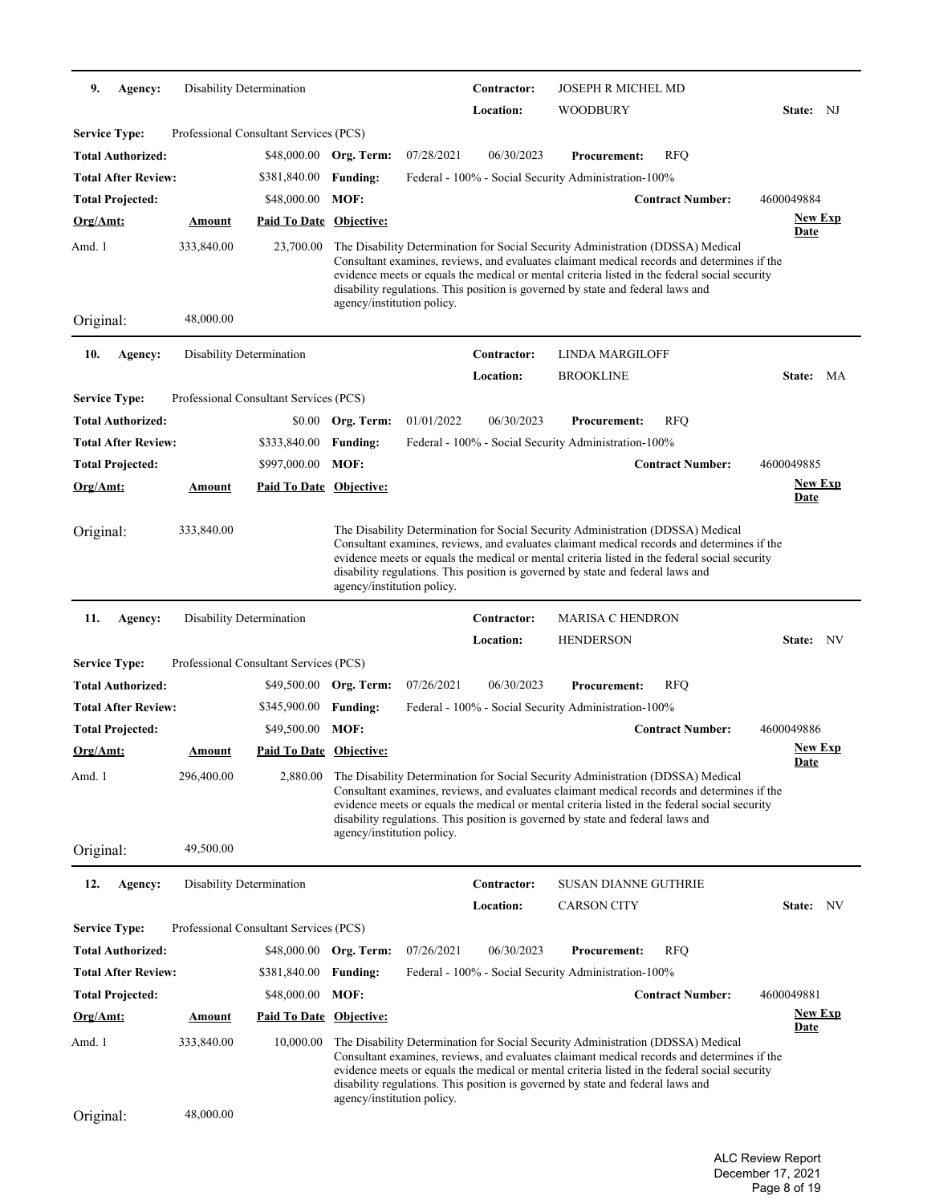**9. Agency:** Disability Determination **Contractor:** JOSEPH R MICHEL MD
**Location:** WOODBURY **State:** NJ

**Service Type:** Professional Consultant Services (PCS)
**Total Authorized:** $48,000.00 **Org. Term:** 07/28/2021 06/30/2023 **Procurement:** RFQ
**Total After Review:** $381,840.00 **Funding:** Federal - 100% - Social Security Administration-100%
**Total Projected:** $48,000.00 **MOF:** **Contract Number:** 4600049884

| Org/Amt: | Amount | Paid To Date | Objective: | New Exp Date |
|---|---|---|---|---|
| Amd. 1 | 333,840.00 | 23,700.00 | The Disability Determination for Social Security Administration (DDSSA) Medical Consultant examines, reviews, and evaluates claimant medical records and determines if the evidence meets or equals the medical or mental criteria listed in the federal social security disability regulations. This position is governed by state and federal laws and agency/institution policy. | |
| Original: | 48,000.00 | | | |

---

**10. Agency:** Disability Determination **Contractor:** LINDA MARGILOFF
**Location:** BROOKLINE **State:** MA

**Service Type:** Professional Consultant Services (PCS)
**Total Authorized:** $0.00 **Org. Term:** 01/01/2022 06/30/2023 **Procurement:** RFQ
**Total After Review:** $333,840.00 **Funding:** Federal - 100% - Social Security Administration-100%
**Total Projected:** $997,000.00 **MOF:** **Contract Number:** 4600049885

| Org/Amt: | Amount | Paid To Date | Objective: | New Exp Date |
|---|---|---|---|---|
| Original: | 333,840.00 | | The Disability Determination for Social Security Administration (DDSSA) Medical Consultant examines, reviews, and evaluates claimant medical records and determines if the evidence meets or equals the medical or mental criteria listed in the federal social security disability regulations. This position is governed by state and federal laws and agency/institution policy. | |

---

**11. Agency:** Disability Determination **Contractor:** MARISA C HENDRON
**Location:** HENDERSON **State:** NV

**Service Type:** Professional Consultant Services (PCS)
**Total Authorized:** $49,500.00 **Org. Term:** 07/26/2021 06/30/2023 **Procurement:** RFQ
**Total After Review:** $345,900.00 **Funding:** Federal - 100% - Social Security Administration-100%
**Total Projected:** $49,500.00 **MOF:** **Contract Number:** 4600049886

| Org/Amt: | Amount | Paid To Date | Objective: | New Exp Date |
|---|---|---|---|---|
| Amd. 1 | 296,400.00 | 2,880.00 | The Disability Determination for Social Security Administration (DDSSA) Medical Consultant examines, reviews, and evaluates claimant medical records and determines if the evidence meets or equals the medical or mental criteria listed in the federal social security disability regulations. This position is governed by state and federal laws and agency/institution policy. | |
| Original: | 49,500.00 | | | |

---

**12. Agency:** Disability Determination **Contractor:** SUSAN DIANNE GUTHRIE
**Location:** CARSON CITY **State:** NV

**Service Type:** Professional Consultant Services (PCS)
**Total Authorized:** $48,000.00 **Org. Term:** 07/26/2021 06/30/2023 **Procurement:** RFQ
**Total After Review:** $381,840.00 **Funding:** Federal - 100% - Social Security Administration-100%
**Total Projected:** $48,000.00 **MOF:** **Contract Number:** 4600049881

| Org/Amt: | Amount | Paid To Date | Objective: | New Exp Date |
|---|---|---|---|---|
| Amd. 1 | 333,840.00 | 10,000.00 | The Disability Determination for Social Security Administration (DDSSA) Medical Consultant examines, reviews, and evaluates claimant medical records and determines if the evidence meets or equals the medical or mental criteria listed in the federal social security disability regulations. This position is governed by state and federal laws and agency/institution policy. | |
| Original: | 48,000.00 | | | |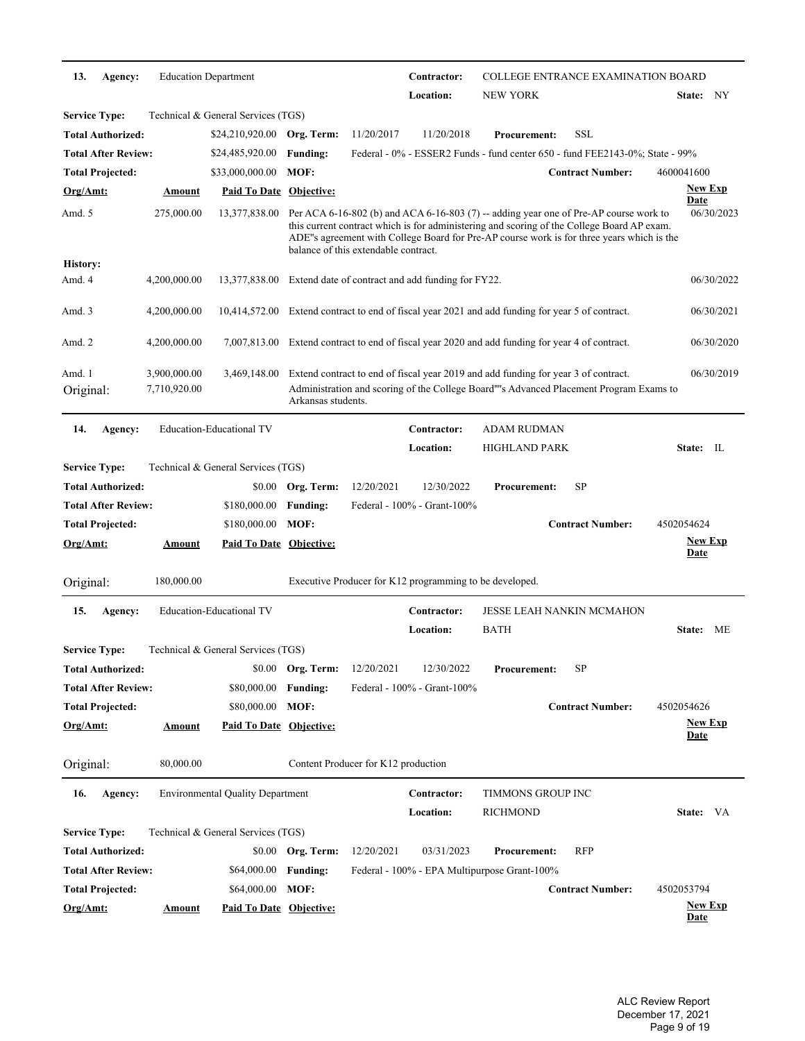**13. Agency:** Education Department | **Contractor:** COLLEGE ENTRANCE EXAMINATION BOARD | **Location:** NEW YORK | **State:** NY

**Service Type:** Technical & General Services (TGS)

| | | | | |
|---|---|---|---|---|
| **Total Authorized:** | $24,210,920.00 | **Org. Term:** 11/20/2017 11/20/2018 | **Procurement:** SSL | |
| **Total After Review:** | $24,485,920.00 | **Funding:** Federal - 0% - ESSER2 Funds - fund center 650 - fund FEE2143-0%; State - 99% | | |
| **Total Projected:** | $33,000,000.00 | **MOF:** | **Contract Number:** | 4600041600 |

| Org/Amt: | Amount | Paid To Date | Objective: | New Exp Date |
|---|---|---|---|---|
| Amd. 5 | 275,000.00 | 13,377,838.00 | Per ACA 6-16-802 (b) and ACA 6-16-803 (7) -- adding year one of Pre-AP course work to this current contract which is for administering and scoring of the College Board AP exam. ADE"s agreement with College Board for Pre-AP course work is for three years which is the balance of this extendable contract. | 06/30/2023 |
| **History:** | | | | |
| Amd. 4 | 4,200,000.00 | 13,377,838.00 | Extend date of contract and add funding for FY22. | 06/30/2022 |
| Amd. 3 | 4,200,000.00 | 10,414,572.00 | Extend contract to end of fiscal year 2021 and add funding for year 5 of contract. | 06/30/2021 |
| Amd. 2 | 4,200,000.00 | 7,007,813.00 | Extend contract to end of fiscal year 2020 and add funding for year 4 of contract. | 06/30/2020 |
| Amd. 1 | 3,900,000.00 | 3,469,148.00 | Extend contract to end of fiscal year 2019 and add funding for year 3 of contract. | 06/30/2019 |
| Original: | 7,710,920.00 | | Administration and scoring of the College Board""s Advanced Placement Program Exams to Arkansas students. | |

---

**14. Agency:** Education-Educational TV | **Contractor:** ADAM RUDMAN | **Location:** HIGHLAND PARK | **State:** IL

**Service Type:** Technical & General Services (TGS)

| | | | | |
|---|---|---|---|---|
| **Total Authorized:** | $0.00 | **Org. Term:** 12/20/2021 12/30/2022 | **Procurement:** SP | |
| **Total After Review:** | $180,000.00 | **Funding:** Federal - 100% - Grant-100% | | |
| **Total Projected:** | $180,000.00 | **MOF:** | **Contract Number:** | 4502054624 |

| Org/Amt: | Amount | Paid To Date | Objective: | New Exp Date |
|---|---|---|---|---|
| Original: | 180,000.00 | | Executive Producer for K12 programming to be developed. | |

---

**15. Agency:** Education-Educational TV | **Contractor:** JESSE LEAH NANKIN MCMAHON | **Location:** BATH | **State:** ME

**Service Type:** Technical & General Services (TGS)

| | | | | |
|---|---|---|---|---|
| **Total Authorized:** | $0.00 | **Org. Term:** 12/20/2021 12/30/2022 | **Procurement:** SP | |
| **Total After Review:** | $80,000.00 | **Funding:** Federal - 100% - Grant-100% | | |
| **Total Projected:** | $80,000.00 | **MOF:** | **Contract Number:** | 4502054626 |

| Org/Amt: | Amount | Paid To Date | Objective: | New Exp Date |
|---|---|---|---|---|
| Original: | 80,000.00 | | Content Producer for K12 production | |

---

**16. Agency:** Environmental Quality Department | **Contractor:** TIMMONS GROUP INC | **Location:** RICHMOND | **State:** VA

**Service Type:** Technical & General Services (TGS)

| | | | | |
|---|---|---|---|---|
| **Total Authorized:** | $0.00 | **Org. Term:** 12/20/2021 03/31/2023 | **Procurement:** RFP | |
| **Total After Review:** | $64,000.00 | **Funding:** Federal - 100% - EPA Multipurpose Grant-100% | | |
| **Total Projected:** | $64,000.00 | **MOF:** | **Contract Number:** | 4502053794 |

| Org/Amt: | Amount | Paid To Date | Objective: | New Exp Date |
|---|---|---|---|---|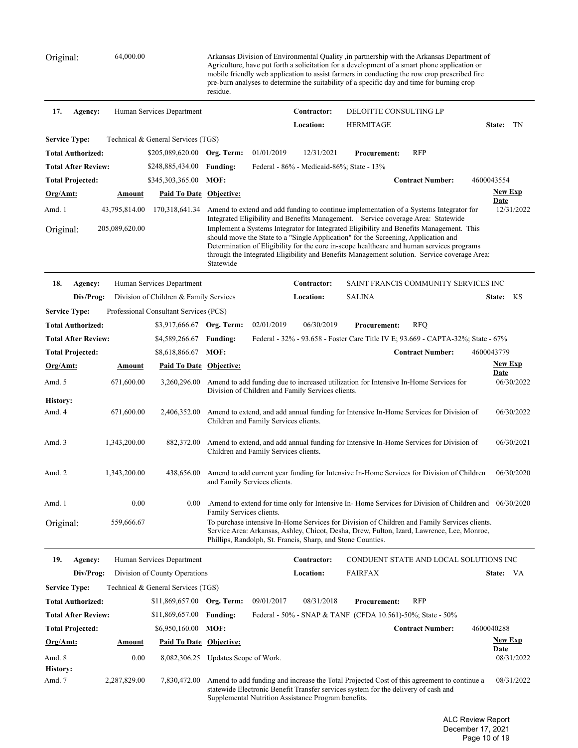| | | |
|---|---|---|
| Original: | 64,000.00 | Arkansas Division of Environmental Quality ,in partnership with the Arkansas Department of Agriculture, have put forth a solicitation for a development of a smart phone application or mobile friendly web application to assist farmers in conducting the row crop prescribed fire pre-burn analyses to determine the suitability of a specific day and time for burning crop residue. |

---

**17. Agency:** Human Services Department  **Contractor:** DELOITTE CONSULTING LP
**Location:** HERMITAGE  **State:** TN

**Service Type:** Technical & General Services (TGS)

**Total Authorized:** $205,089,620.00  **Org. Term:** 01/01/2019  12/31/2021  **Procurement:** RFP

**Total After Review:** $248,885,434.00  **Funding:** Federal - 86% - Medicaid-86%; State - 13%

**Total Projected:** $345,303,365.00  **MOF:**  **Contract Number:** 4600043554

| Org/Amt: | Amount | Paid To Date | Objective: | New Exp Date |
|---|---|---|---|---|
| Amd. 1 | 43,795,814.00 | 170,318,641.34 | Amend to extend and add funding to continue implementation of a Systems Integrator for Integrated Eligibility and Benefits Management. Service coverage Area: Statewide | 12/31/2022 |
| Original: | 205,089,620.00 | | Implement a Systems Integrator for Integrated Eligibility and Benefits Management. This should move the State to a "Single Application" for the Screening, Application and Determination of Eligibility for the core in-scope healthcare and human services programs through the Integrated Eligibility and Benefits Management solution. Service coverage Area: Statewide | |

---

**18. Agency:** Human Services Department  **Contractor:** SAINT FRANCIS COMMUNITY SERVICES INC
**Div/Prog:** Division of Children & Family Services  **Location:** SALINA  **State:** KS

**Service Type:** Professional Consultant Services (PCS)

**Total Authorized:** $3,917,666.67  **Org. Term:** 02/01/2019  06/30/2019  **Procurement:** RFQ

**Total After Review:** $4,589,266.67  **Funding:** Federal - 32% - 93.658 - Foster Care Title IV E; 93.669 - CAPTA-32%; State - 67%

**Total Projected:** $8,618,866.67  **MOF:**  **Contract Number:** 4600043779

| Org/Amt: | Amount | Paid To Date | Objective: | New Exp Date |
|---|---|---|---|---|
| Amd. 5 | 671,600.00 | 3,260,296.00 | Amend to add funding due to increased utilization for Intensive In-Home Services for Division of Children and Family Services clients. | 06/30/2022 |
| **History:** | | | | |
| Amd. 4 | 671,600.00 | 2,406,352.00 | Amend to extend, and add annual funding for Intensive In-Home Services for Division of Children and Family Services clients. | 06/30/2022 |
| Amd. 3 | 1,343,200.00 | 882,372.00 | Amend to extend, and add annual funding for Intensive In-Home Services for Division of Children and Family Services clients. | 06/30/2021 |
| Amd. 2 | 1,343,200.00 | 438,656.00 | Amend to add current year funding for Intensive In-Home Services for Division of Children and Family Services clients. | 06/30/2020 |
| Amd. 1 | 0.00 | 0.00 | .Amend to extend for time only for Intensive In- Home Services for Division of Children and Family Services clients. | 06/30/2020 |
| Original: | 559,666.67 | | To purchase intensive In-Home Services for Division of Children and Family Services clients. Service Area: Arkansas, Ashley, Chicot, Desha, Drew, Fulton, Izard, Lawrence, Lee, Monroe, Phillips, Randolph, St. Francis, Sharp, and Stone Counties. | |

---

**19. Agency:** Human Services Department  **Contractor:** CONDUENT STATE AND LOCAL SOLUTIONS INC
**Div/Prog:** Division of County Operations  **Location:** FAIRFAX  **State:** VA

**Service Type:** Technical & General Services (TGS)

**Total Authorized:** $11,869,657.00  **Org. Term:** 09/01/2017  08/31/2018  **Procurement:** RFP

**Total After Review:** $11,869,657.00  **Funding:** Federal - 50% - SNAP & TANF (CFDA 10.561)-50%; State - 50%

**Total Projected:** $6,950,160.00  **MOF:**  **Contract Number:** 4600040288

| Org/Amt: | Amount | Paid To Date | Objective: | New Exp Date |
|---|---|---|---|---|
| Amd. 8 | 0.00 | 8,082,306.25 | Updates Scope of Work. | 08/31/2022 |
| **History:** | | | | |
| Amd. 7 | 2,287,829.00 | 7,830,472.00 | Amend to add funding and increase the Total Projected Cost of this agreement to continue a statewide Electronic Benefit Transfer services system for the delivery of cash and Supplemental Nutrition Assistance Program benefits. | 08/31/2022 |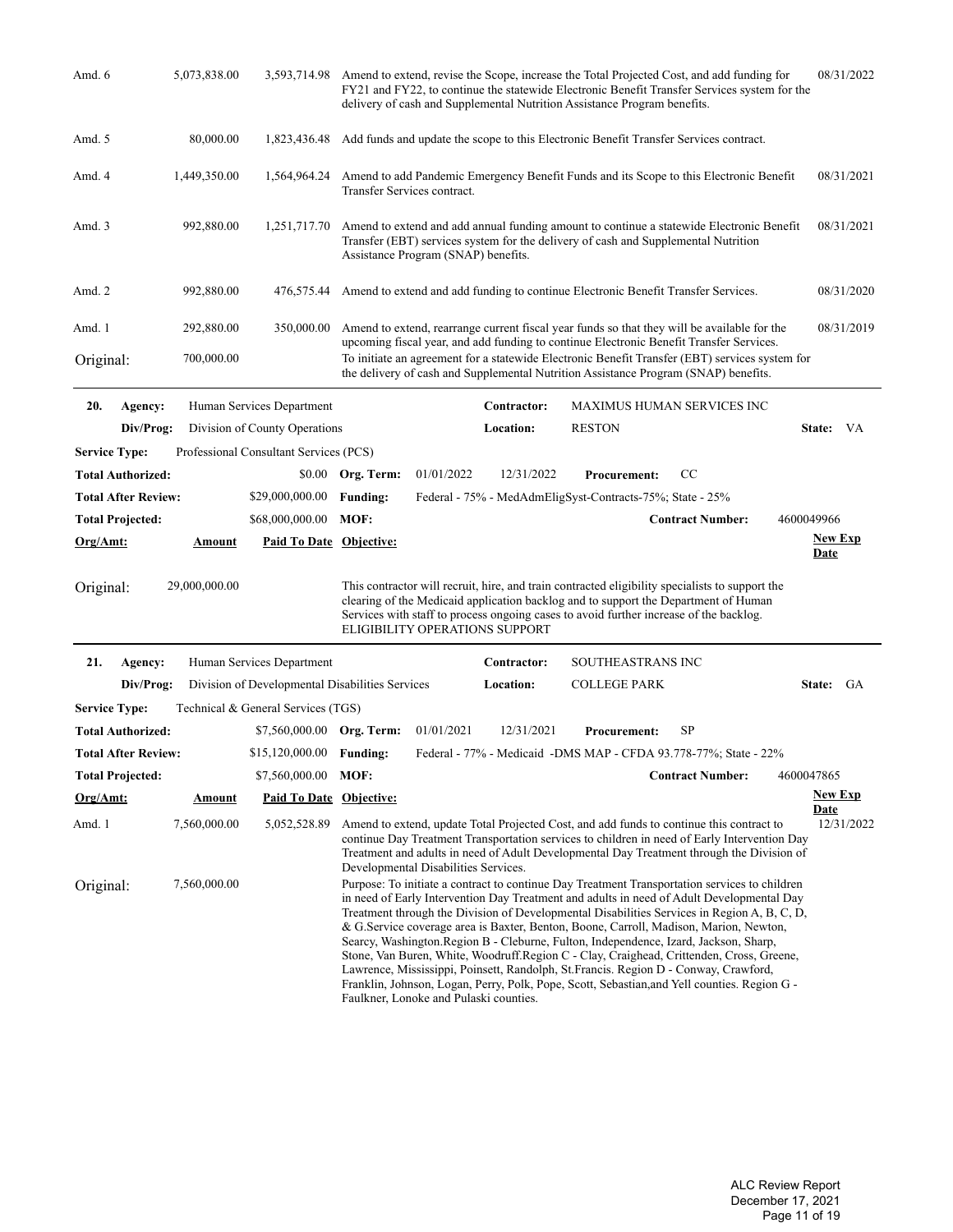| Org/Amt: | Amount | Paid To Date | Objective: | New Exp Date |
|---|---|---|---|---|
| Amd. 6 | 5,073,838.00 | 3,593,714.98 | Amend to extend, revise the Scope, increase the Total Projected Cost, and add funding for FY21 and FY22, to continue the statewide Electronic Benefit Transfer Services system for the delivery of cash and Supplemental Nutrition Assistance Program benefits. | 08/31/2022 |
| Amd. 5 | 80,000.00 | 1,823,436.48 | Add funds and update the scope to this Electronic Benefit Transfer Services contract. | |
| Amd. 4 | 1,449,350.00 | 1,564,964.24 | Amend to add Pandemic Emergency Benefit Funds and its Scope to this Electronic Benefit Transfer Services contract. | 08/31/2021 |
| Amd. 3 | 992,880.00 | 1,251,717.70 | Amend to extend and add annual funding amount to continue a statewide Electronic Benefit Transfer (EBT) services system for the delivery of cash and Supplemental Nutrition Assistance Program (SNAP) benefits. | 08/31/2021 |
| Amd. 2 | 992,880.00 | 476,575.44 | Amend to extend and add funding to continue Electronic Benefit Transfer Services. | 08/31/2020 |
| Amd. 1 | 292,880.00 | 350,000.00 | Amend to extend, rearrange current fiscal year funds so that they will be available for the upcoming fiscal year, and add funding to continue Electronic Benefit Transfer Services. | 08/31/2019 |
| Original: | 700,000.00 | | To initiate an agreement for a statewide Electronic Benefit Transfer (EBT) services system for the delivery of cash and Supplemental Nutrition Assistance Program (SNAP) benefits. | |

---

**20. Agency:** Human Services Department **Contractor:** MAXIMUS HUMAN SERVICES INC
**Div/Prog:** Division of County Operations **Location:** RESTON **State:** VA
**Service Type:** Professional Consultant Services (PCS)
**Total Authorized:** $0.00 **Org. Term:** 01/01/2022 12/31/2022 **Procurement:** CC
**Total After Review:** $29,000,000.00 **Funding:** Federal - 75% - MedAdmEligSyst-Contracts-75%; State - 25%
**Total Projected:** $68,000,000.00 **MOF:** **Contract Number:** 4600049966

| Org/Amt: | Amount | Paid To Date | Objective: | New Exp Date |
|---|---|---|---|---|
| Original: | 29,000,000.00 | | This contractor will recruit, hire, and train contracted eligibility specialists to support the clearing of the Medicaid application backlog and to support the Department of Human Services with staff to process ongoing cases to avoid further increase of the backlog. ELIGIBILITY OPERATIONS SUPPORT | |

---

**21. Agency:** Human Services Department **Contractor:** SOUTHEASTRANS INC
**Div/Prog:** Division of Developmental Disabilities Services **Location:** COLLEGE PARK **State:** GA
**Service Type:** Technical & General Services (TGS)
**Total Authorized:** $7,560,000.00 **Org. Term:** 01/01/2021 12/31/2021 **Procurement:** SP
**Total After Review:** $15,120,000.00 **Funding:** Federal - 77% - Medicaid -DMS MAP - CFDA 93.778-77%; State - 22%
**Total Projected:** $7,560,000.00 **MOF:** **Contract Number:** 4600047865

| Org/Amt: | Amount | Paid To Date | Objective: | New Exp Date |
|---|---|---|---|---|
| Amd. 1 | 7,560,000.00 | 5,052,528.89 | Amend to extend, update Total Projected Cost, and add funds to continue this contract to continue Day Treatment Transportation services to children in need of Early Intervention Day Treatment and adults in need of Adult Developmental Day Treatment through the Division of Developmental Disabilities Services. | 12/31/2022 |
| Original: | 7,560,000.00 | | Purpose: To initiate a contract to continue Day Treatment Transportation services to children in need of Early Intervention Day Treatment and adults in need of Adult Developmental Day Treatment through the Division of Developmental Disabilities Services in Region A, B, C, D, & G.Service coverage area is Baxter, Benton, Boone, Carroll, Madison, Marion, Newton, Searcy, Washington.Region B - Cleburne, Fulton, Independence, Izard, Jackson, Sharp, Stone, Van Buren, White, Woodruff.Region C - Clay, Craighead, Crittenden, Cross, Greene, Lawrence, Mississippi, Poinsett, Randolph, St.Francis. Region D - Conway, Crawford, Franklin, Johnson, Logan, Perry, Polk, Pope, Scott, Sebastian,and Yell counties. Region G - Faulkner, Lonoke and Pulaski counties. | |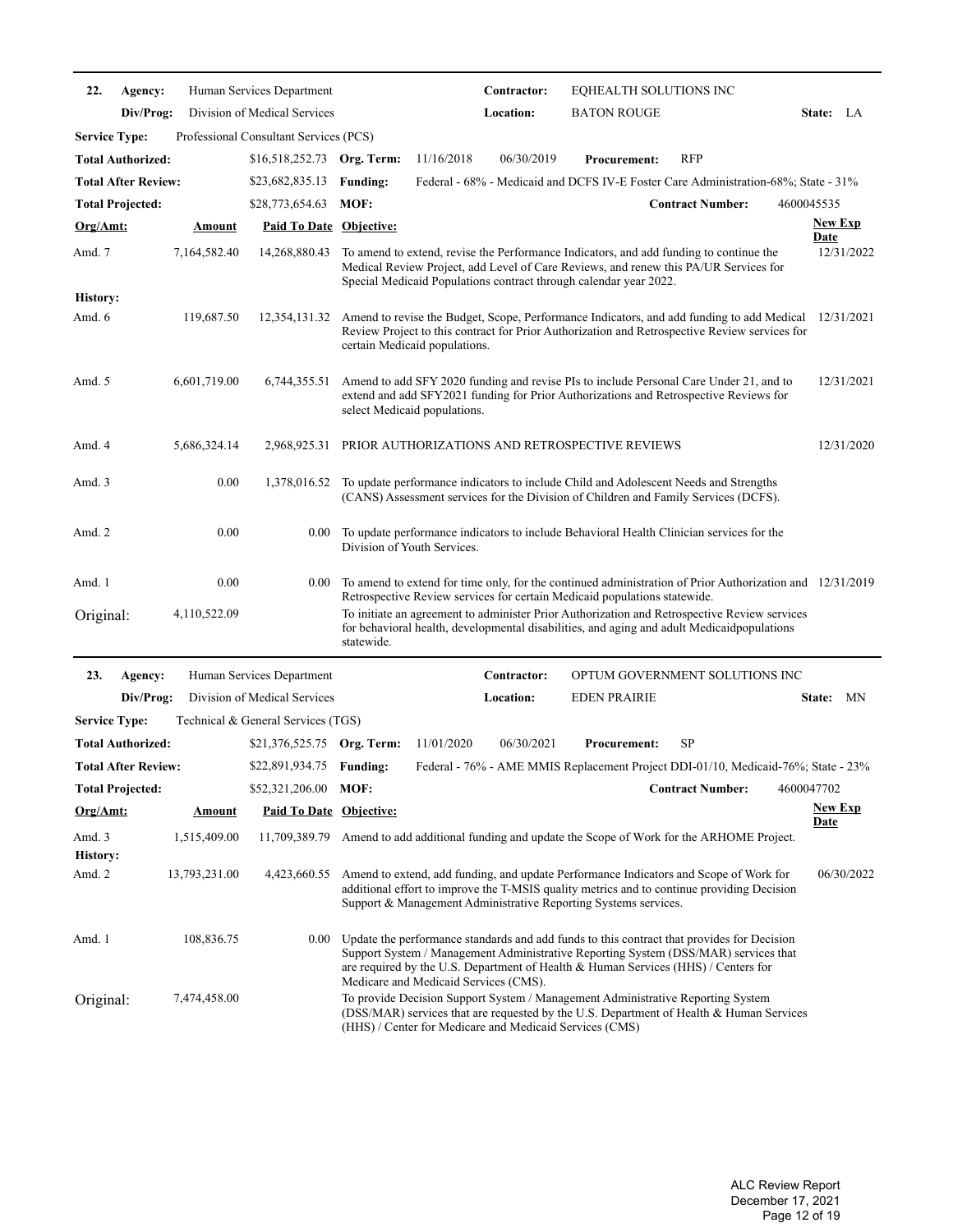**22.** **Agency:** Human Services Department **Contractor:** EQHEALTH SOLUTIONS INC

**Div/Prog:** Division of Medical Services **Location:** BATON ROUGE **State:** LA

**Service Type:** Professional Consultant Services (PCS)

**Total Authorized:** $16,518,252.73 **Org. Term:** 11/16/2018 06/30/2019 **Procurement:** RFP

**Total After Review:** $23,682,835.13 **Funding:** Federal - 68% - Medicaid and DCFS IV-E Foster Care Administration-68%; State - 31%

**Total Projected:** $28,773,654.63 **MOF:** **Contract Number:** 4600045535

| Org/Amt: | Amount | Paid To Date | Objective: | New Exp Date |
|---|---|---|---|---|
| Amd. 7 | 7,164,582.40 | 14,268,880.43 | To amend to extend, revise the Performance Indicators, and add funding to continue the Medical Review Project, add Level of Care Reviews, and renew this PA/UR Services for Special Medicaid Populations contract through calendar year 2022. | 12/31/2022 |
| **History:** | | | | |
| Amd. 6 | 119,687.50 | 12,354,131.32 | Amend to revise the Budget, Scope, Performance Indicators, and add funding to add Medical Review Project to this contract for Prior Authorization and Retrospective Review services for certain Medicaid populations. | 12/31/2021 |
| Amd. 5 | 6,601,719.00 | 6,744,355.51 | Amend to add SFY 2020 funding and revise PIs to include Personal Care Under 21, and to extend and add SFY2021 funding for Prior Authorizations and Retrospective Reviews for select Medicaid populations. | 12/31/2021 |
| Amd. 4 | 5,686,324.14 | 2,968,925.31 | PRIOR AUTHORIZATIONS AND RETROSPECTIVE REVIEWS | 12/31/2020 |
| Amd. 3 | 0.00 | 1,378,016.52 | To update performance indicators to include Child and Adolescent Needs and Strengths (CANS) Assessment services for the Division of Children and Family Services (DCFS). | |
| Amd. 2 | 0.00 | 0.00 | To update performance indicators to include Behavioral Health Clinician services for the Division of Youth Services. | |
| Amd. 1 | 0.00 | 0.00 | To amend to extend for time only, for the continued administration of Prior Authorization and Retrospective Review services for certain Medicaid populations statewide. | 12/31/2019 |
| Original: | 4,110,522.09 | | To initiate an agreement to administer Prior Authorization and Retrospective Review services for behavioral health, developmental disabilities, and aging and adult Medicaidpopulations statewide. | |

**23.** **Agency:** Human Services Department **Contractor:** OPTUM GOVERNMENT SOLUTIONS INC

**Div/Prog:** Division of Medical Services **Location:** EDEN PRAIRIE **State:** MN

**Service Type:** Technical & General Services (TGS)

**Total Authorized:** $21,376,525.75 **Org. Term:** 11/01/2020 06/30/2021 **Procurement:** SP

**Total After Review:** $22,891,934.75 **Funding:** Federal - 76% - AME MMIS Replacement Project DDI-01/10, Medicaid-76%; State - 23%

**Total Projected:** $52,321,206.00 **MOF:** **Contract Number:** 4600047702

| Org/Amt: | Amount | Paid To Date | Objective: | New Exp Date |
|---|---|---|---|---|
| Amd. 3 | 1,515,409.00 | 11,709,389.79 | Amend to add additional funding and update the Scope of Work for the ARHOME Project. | |
| **History:** | | | | |
| Amd. 2 | 13,793,231.00 | 4,423,660.55 | Amend to extend, add funding, and update Performance Indicators and Scope of Work for additional effort to improve the T-MSIS quality metrics and to continue providing Decision Support & Management Administrative Reporting Systems services. | 06/30/2022 |
| Amd. 1 | 108,836.75 | 0.00 | Update the performance standards and add funds to this contract that provides for Decision Support System / Management Administrative Reporting System (DSS/MAR) services that are required by the U.S. Department of Health & Human Services (HHS) / Centers for Medicare and Medicaid Services (CMS). | |
| Original: | 7,474,458.00 | | To provide Decision Support System / Management Administrative Reporting System (DSS/MAR) services that are requested by the U.S. Department of Health & Human Services (HHS) / Center for Medicare and Medicaid Services (CMS) | |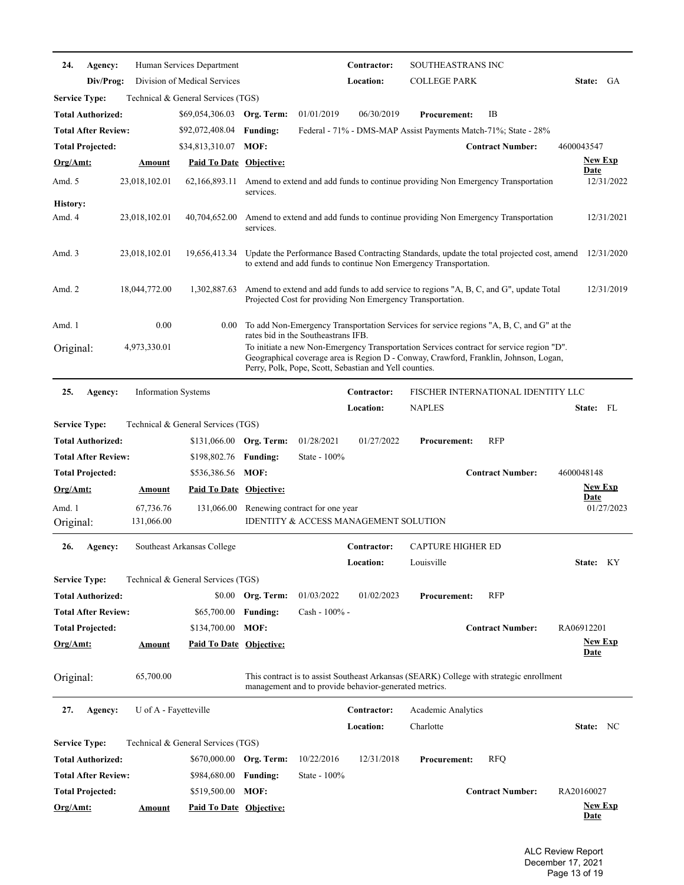**24. Agency:** Human Services Department **Contractor:** SOUTHEASTRANS INC
**Div/Prog:** Division of Medical Services **Location:** COLLEGE PARK **State:** GA

**Service Type:** Technical & General Services (TGS)

| | | | | | |
|---|---|---|---|---|---|
| **Total Authorized:** | $69,054,306.03 | **Org. Term:** | 01/01/2019 | 06/30/2019 | **Procurement:** IB |
| **Total After Review:** | $92,072,408.04 | **Funding:** | Federal - 71% - DMS-MAP Assist Payments Match-71%; State - 28% | | |
| **Total Projected:** | $34,813,310.07 | **MOF:** | | | **Contract Number:** 4600043547 |

| Org/Amt: | Amount | Paid To Date | Objective: | New Exp Date |
|---|---|---|---|---|
| Amd. 5 | 23,018,102.01 | 62,166,893.11 | Amend to extend and add funds to continue providing Non Emergency Transportation services. | 12/31/2022 |
| **History:** | | | | |
| Amd. 4 | 23,018,102.01 | 40,704,652.00 | Amend to extend and add funds to continue providing Non Emergency Transportation services. | 12/31/2021 |
| Amd. 3 | 23,018,102.01 | 19,656,413.34 | Update the Performance Based Contracting Standards, update the total projected cost, amend to extend and add funds to continue Non Emergency Transportation. | 12/31/2020 |
| Amd. 2 | 18,044,772.00 | 1,302,887.63 | Amend to extend and add funds to add service to regions "A, B, C, and G", update Total Projected Cost for providing Non Emergency Transportation. | 12/31/2019 |
| Amd. 1 | 0.00 | 0.00 | To add Non-Emergency Transportation Services for service regions "A, B, C, and G" at the rates bid in the Southeastrans IFB. | |
| Original: | 4,973,330.01 | | To initiate a new Non-Emergency Transportation Services contract for service region "D". Geographical coverage area is Region D - Conway, Crawford, Franklin, Johnson, Logan, Perry, Polk, Pope, Scott, Sebastian and Yell counties. | |

---

**25. Agency:** Information Systems **Contractor:** FISCHER INTERNATIONAL IDENTITY LLC
**Location:** NAPLES **State:** FL

**Service Type:** Technical & General Services (TGS)

| | | | | | |
|---|---|---|---|---|---|
| **Total Authorized:** | $131,066.00 | **Org. Term:** | 01/28/2021 | 01/27/2022 | **Procurement:** RFP |
| **Total After Review:** | $198,802.76 | **Funding:** | State - 100% | | |
| **Total Projected:** | $536,386.56 | **MOF:** | | | **Contract Number:** 4600048148 |

| Org/Amt: | Amount | Paid To Date | Objective: | New Exp Date |
|---|---|---|---|---|
| Amd. 1 | 67,736.76 | 131,066.00 | Renewing contract for one year | 01/27/2023 |
| Original: | 131,066.00 | | IDENTITY & ACCESS MANAGEMENT SOLUTION | |

---

**26. Agency:** Southeast Arkansas College **Contractor:** CAPTURE HIGHER ED
**Location:** Louisville **State:** KY

**Service Type:** Technical & General Services (TGS)

| | | | | | |
|---|---|---|---|---|---|
| **Total Authorized:** | $0.00 | **Org. Term:** | 01/03/2022 | 01/02/2023 | **Procurement:** RFP |
| **Total After Review:** | $65,700.00 | **Funding:** | Cash - 100% - | | |
| **Total Projected:** | $134,700.00 | **MOF:** | | | **Contract Number:** RA06912201 |

| Org/Amt: | Amount | Paid To Date | Objective: | New Exp Date |
|---|---|---|---|---|
| Original: | 65,700.00 | | This contract is to assist Southeast Arkansas (SEARK) College with strategic enrollment management and to provide behavior-generated metrics. | |

---

**27. Agency:** U of A - Fayetteville **Contractor:** Academic Analytics
**Location:** Charlotte **State:** NC

**Service Type:** Technical & General Services (TGS)

| | | | | | |
|---|---|---|---|---|---|
| **Total Authorized:** | $670,000.00 | **Org. Term:** | 10/22/2016 | 12/31/2018 | **Procurement:** RFQ |
| **Total After Review:** | $984,680.00 | **Funding:** | State - 100% | | |
| **Total Projected:** | $519,500.00 | **MOF:** | | | **Contract Number:** RA20160027 |

| Org/Amt: | Amount | Paid To Date | Objective: | New Exp Date |
|---|---|---|---|---|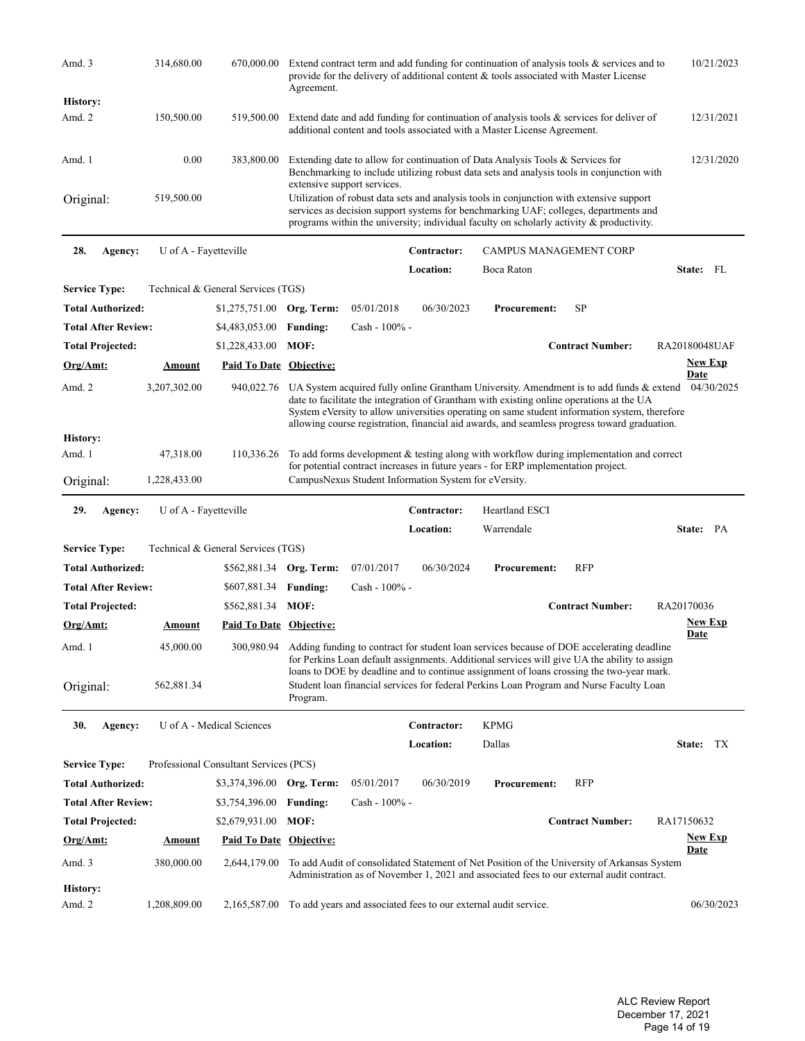| Amd. 3 | 314,680.00 | 670,000.00 | Extend contract term and add funding for continuation of analysis tools & services and to provide for the delivery of additional content & tools associated with Master License Agreement. | 10/21/2023 |
|---|---|---|---|---|
| **History:** | | | | |
| Amd. 2 | 150,500.00 | 519,500.00 | Extend date and add funding for continuation of analysis tools & services for deliver of additional content and tools associated with a Master License Agreement. | 12/31/2021 |
| Amd. 1 | 0.00 | 383,800.00 | Extending date to allow for continuation of Data Analysis Tools & Services for Benchmarking to include utilizing robust data sets and analysis tools in conjunction with extensive support services. | 12/31/2020 |
| Original: | 519,500.00 | | Utilization of robust data sets and analysis tools in conjunction with extensive support services as decision support systems for benchmarking UAF; colleges, departments and programs within the university; individual faculty on scholarly activity & productivity. | |

**28. Agency:** U of A - Fayetteville  **Contractor:** CAMPUS MANAGEMENT CORP  **Location:** Boca Raton  **State:** FL

**Service Type:** Technical & General Services (TGS)

**Total Authorized:** $1,275,751.00  **Org. Term:** 05/01/2018  06/30/2023  **Procurement:** SP

**Total After Review:** $4,483,053.00  **Funding:** Cash - 100% -

**Total Projected:** $1,228,433.00  **MOF:**  **Contract Number:** RA20180048UAF

| Org/Amt: | Amount | Paid To Date | Objective: | New Exp Date |
|---|---|---|---|---|
| Amd. 2 | 3,207,302.00 | 940,022.76 | UA System acquired fully online Grantham University. Amendment is to add funds & extend date to facilitate the integration of Grantham with existing online operations at the UA System eVersity to allow universities operating on same student information system, therefore allowing course registration, financial aid awards, and seamless progress toward graduation. | 04/30/2025 |
| **History:** | | | | |
| Amd. 1 | 47,318.00 | 110,336.26 | To add forms development & testing along with workflow during implementation and correct for potential contract increases in future years - for ERP implementation project. | |
| Original: | 1,228,433.00 | | CampusNexus Student Information System for eVersity. | |

**29. Agency:** U of A - Fayetteville  **Contractor:** Heartland ESCI  **Location:** Warrendale  **State:** PA

**Service Type:** Technical & General Services (TGS)

**Total Authorized:** $562,881.34  **Org. Term:** 07/01/2017  06/30/2024  **Procurement:** RFP

**Total After Review:** $607,881.34  **Funding:** Cash - 100% -

**Total Projected:** $562,881.34  **MOF:**  **Contract Number:** RA20170036

| Org/Amt: | Amount | Paid To Date | Objective: | New Exp Date |
|---|---|---|---|---|
| Amd. 1 | 45,000.00 | 300,980.94 | Adding funding to contract for student loan services because of DOE accelerating deadline for Perkins Loan default assignments. Additional services will give UA the ability to assign loans to DOE by deadline and to continue assignment of loans crossing the two-year mark. | |
| Original: | 562,881.34 | | Student loan financial services for federal Perkins Loan Program and Nurse Faculty Loan Program. | |

**30. Agency:** U of A - Medical Sciences  **Contractor:** KPMG  **Location:** Dallas  **State:** TX

**Service Type:** Professional Consultant Services (PCS)

**Total Authorized:** $3,374,396.00  **Org. Term:** 05/01/2017  06/30/2019  **Procurement:** RFP

**Total After Review:** $3,754,396.00  **Funding:** Cash - 100% -

**Total Projected:** $2,679,931.00  **MOF:**  **Contract Number:** RA17150632

| Org/Amt: | Amount | Paid To Date | Objective: | New Exp Date |
|---|---|---|---|---|
| Amd. 3 | 380,000.00 | 2,644,179.00 | To add Audit of consolidated Statement of Net Position of the University of Arkansas System Administration as of November 1, 2021 and associated fees to our external audit contract. | |
| **History:** | | | | |
| Amd. 2 | 1,208,809.00 | 2,165,587.00 | To add years and associated fees to our external audit service. | 06/30/2023 |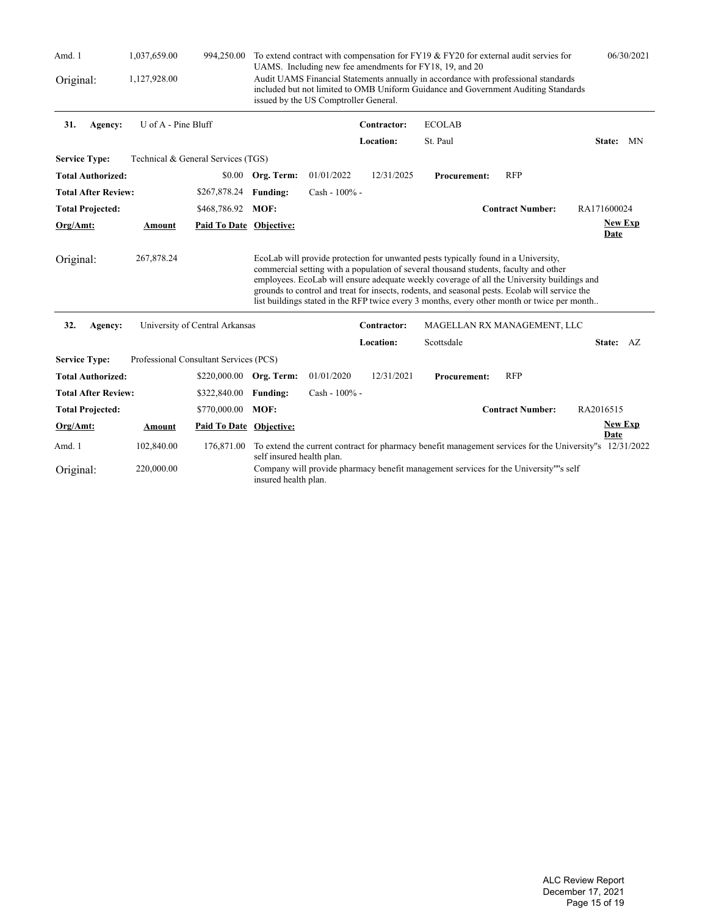| Org/Amt: | Amount | Paid To Date | Objective: | New Exp Date |
|---|---|---|---|---|
| Amd. 1 | 1,037,659.00 | 994,250.00 | To extend contract with compensation for FY19 & FY20 for external audit servies for UAMS. Including new fee amendments for FY18, 19, and 20 | 06/30/2021 |
| Original: | 1,127,928.00 | | Audit UAMS Financial Statements annually in accordance with professional standards included but not limited to OMB Uniform Guidance and Government Auditing Standards issued by the US Comptroller General. | |

**31. Agency:** U of A - Pine Bluff
**Contractor:** ECOLAB
**Location:** St. Paul **State:** MN

**Service Type:** Technical & General Services (TGS)

| | | | | | | |
|---|---|---|---|---|---|---|
| **Total Authorized:** | $0.00 | **Org. Term:** | 01/01/2022 | 12/31/2025 | **Procurement:** | RFP |
| **Total After Review:** | $267,878.24 | **Funding:** | Cash - 100% - | | | |
| **Total Projected:** | $468,786.92 | **MOF:** | | | **Contract Number:** | RA171600024 |

| Org/Amt: | Amount | Paid To Date | Objective: | New Exp Date |
|---|---|---|---|---|
| Original: | 267,878.24 | | EcoLab will provide protection for unwanted pests typically found in a University, commercial setting with a population of several thousand students, faculty and other employees. EcoLab will ensure adequate weekly coverage of all the University buildings and grounds to control and treat for insects, rodents, and seasonal pests. Ecolab will service the list buildings stated in the RFP twice every 3 months, every other month or twice per month.. | |

**32. Agency:** University of Central Arkansas
**Contractor:** MAGELLAN RX MANAGEMENT, LLC
**Location:** Scottsdale **State:** AZ

**Service Type:** Professional Consultant Services (PCS)

| | | | | | | |
|---|---|---|---|---|---|---|
| **Total Authorized:** | $220,000.00 | **Org. Term:** | 01/01/2020 | 12/31/2021 | **Procurement:** | RFP |
| **Total After Review:** | $322,840.00 | **Funding:** | Cash - 100% - | | | |
| **Total Projected:** | $770,000.00 | **MOF:** | | | **Contract Number:** | RA2016515 |

| Org/Amt: | Amount | Paid To Date | Objective: | New Exp Date |
|---|---|---|---|---|
| Amd. 1 | 102,840.00 | 176,871.00 | To extend the current contract for pharmacy benefit management services for the University"s self insured health plan. | 12/31/2022 |
| Original: | 220,000.00 | | Company will provide pharmacy benefit management services for the University""s self insured health plan. | |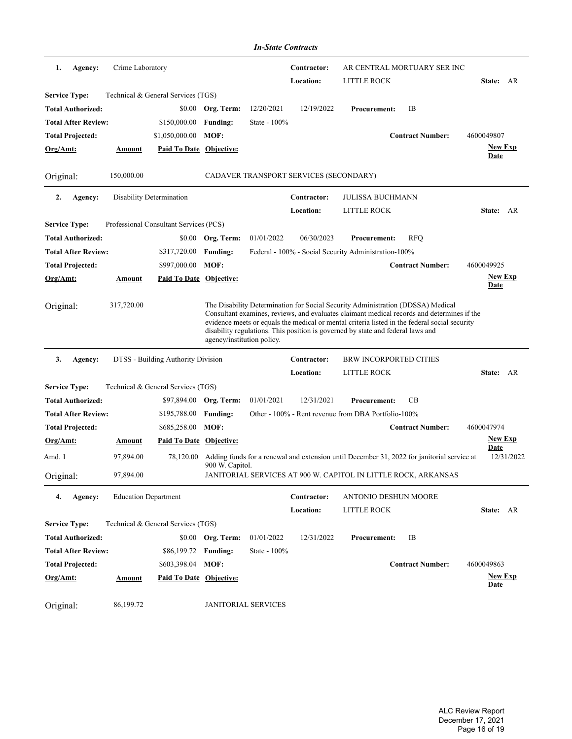*In-State Contracts*

---

**1. Agency:** Crime Laboratory
**Contractor:** AR CENTRAL MORTUARY SER INC
**Location:** LITTLE ROCK **State:** AR

**Service Type:** Technical & General Services (TGS)
**Total Authorized:** $0.00 **Org. Term:** 12/20/2021 12/19/2022 **Procurement:** IB
**Total After Review:** $150,000.00 **Funding:** State - 100%
**Total Projected:** $1,050,000.00 **MOF:** **Contract Number:** 4600049807

| Org/Amt: | Amount | Paid To Date | Objective: | New Exp Date |
|---|---|---|---|---|
| Original: | 150,000.00 | | CADAVER TRANSPORT SERVICES (SECONDARY) | |

---

**2. Agency:** Disability Determination
**Contractor:** JULISSA BUCHMANN
**Location:** LITTLE ROCK **State:** AR

**Service Type:** Professional Consultant Services (PCS)
**Total Authorized:** $0.00 **Org. Term:** 01/01/2022 06/30/2023 **Procurement:** RFQ
**Total After Review:** $317,720.00 **Funding:** Federal - 100% - Social Security Administration-100%
**Total Projected:** $997,000.00 **MOF:** **Contract Number:** 4600049925

| Org/Amt: | Amount | Paid To Date | Objective: | New Exp Date |
|---|---|---|---|---|
| Original: | 317,720.00 | | The Disability Determination for Social Security Administration (DDSSA) Medical Consultant examines, reviews, and evaluates claimant medical records and determines if the evidence meets or equals the medical or mental criteria listed in the federal social security disability regulations. This position is governed by state and federal laws and agency/institution policy. | |

---

**3. Agency:** DTSS - Building Authority Division
**Contractor:** BRW INCORPORTED CITIES
**Location:** LITTLE ROCK **State:** AR

**Service Type:** Technical & General Services (TGS)
**Total Authorized:** $97,894.00 **Org. Term:** 01/01/2021 12/31/2021 **Procurement:** CB
**Total After Review:** $195,788.00 **Funding:** Other - 100% - Rent revenue from DBA Portfolio-100%
**Total Projected:** $685,258.00 **MOF:** **Contract Number:** 4600047974

| Org/Amt: | Amount | Paid To Date | Objective: | New Exp Date |
|---|---|---|---|---|
| Amd. 1 | 97,894.00 | 78,120.00 | Adding funds for a renewal and extension until December 31, 2022 for janitorial service at 900 W. Capitol. | 12/31/2022 |
| Original: | 97,894.00 | | JANITORIAL SERVICES AT 900 W. CAPITOL IN LITTLE ROCK, ARKANSAS | |

---

**4. Agency:** Education Department
**Contractor:** ANTONIO DESHUN MOORE
**Location:** LITTLE ROCK **State:** AR

**Service Type:** Technical & General Services (TGS)
**Total Authorized:** $0.00 **Org. Term:** 01/01/2022 12/31/2022 **Procurement:** IB
**Total After Review:** $86,199.72 **Funding:** State - 100%
**Total Projected:** $603,398.04 **MOF:** **Contract Number:** 4600049863

| Org/Amt: | Amount | Paid To Date | Objective: | New Exp Date |
|---|---|---|---|---|
| Original: | 86,199.72 | | JANITORIAL SERVICES | |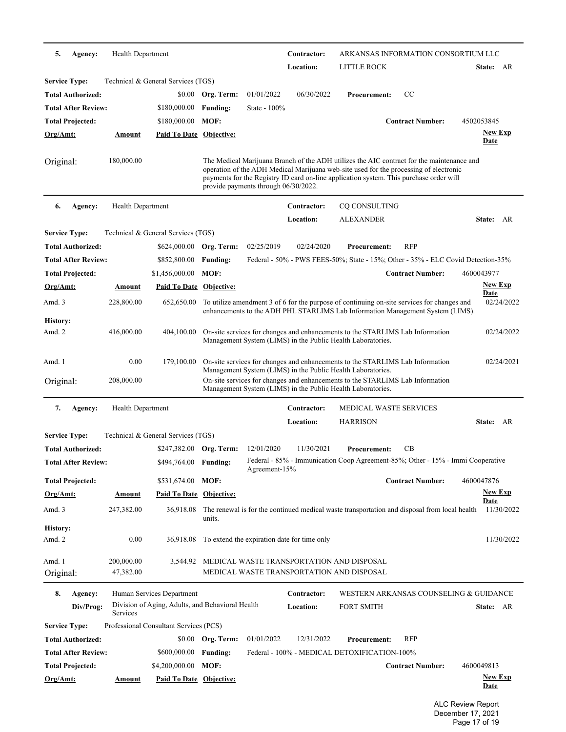**5. Agency:** Health Department | **Contractor:** ARKANSAS INFORMATION CONSORTIUM LLC | **Location:** LITTLE ROCK | **State:** AR

**Service Type:** Technical & General Services (TGS)

| | | | | | |
|---|---|---|---|---|---|
| **Total Authorized:** | $0.00 | **Org. Term:** | 01/01/2022 | 06/30/2022 | **Procurement:** CC |
| **Total After Review:** | $180,000.00 | **Funding:** | State - 100% | | |
| **Total Projected:** | $180,000.00 | **MOF:** | | | **Contract Number:** 4502053845 |

| Org/Amt: | Amount | Paid To Date | Objective: | New Exp Date |
|---|---|---|---|---|
| Original: | 180,000.00 | | The Medical Marijuana Branch of the ADH utilizes the AIC contract for the maintenance and operation of the ADH Medical Marijuana web-site used for the processing of electronic payments for the Registry ID card on-line application system. This purchase order will provide payments through 06/30/2022. | |

---

**6. Agency:** Health Department | **Contractor:** CQ CONSULTING | **Location:** ALEXANDER | **State:** AR

**Service Type:** Technical & General Services (TGS)

| | | | | | |
|---|---|---|---|---|---|
| **Total Authorized:** | $624,000.00 | **Org. Term:** | 02/25/2019 | 02/24/2020 | **Procurement:** RFP |
| **Total After Review:** | $852,800.00 | **Funding:** | Federal - 50% - PWS FEES-50%; State - 15%; Other - 35% - ELC Covid Detection-35% | | |
| **Total Projected:** | $1,456,000.00 | **MOF:** | | | **Contract Number:** 4600043977 |

| Org/Amt: | Amount | Paid To Date | Objective: | New Exp Date |
|---|---|---|---|---|
| Amd. 3 | 228,800.00 | 652,650.00 | To utilize amendment 3 of 6 for the purpose of continuing on-site services for changes and enhancements to the ADH PHL STARLIMS Lab Information Management System (LIMS). | 02/24/2022 |
| **History:** | | | | |
| Amd. 2 | 416,000.00 | 404,100.00 | On-site services for changes and enhancements to the STARLIMS Lab Information Management System (LIMS) in the Public Health Laboratories. | 02/24/2022 |
| Amd. 1 | 0.00 | 179,100.00 | On-site services for changes and enhancements to the STARLIMS Lab Information Management System (LIMS) in the Public Health Laboratories. | 02/24/2021 |
| Original: | 208,000.00 | | On-site services for changes and enhancements to the STARLIMS Lab Information Management System (LIMS) in the Public Health Laboratories. | |

---

**7. Agency:** Health Department | **Contractor:** MEDICAL WASTE SERVICES | **Location:** HARRISON | **State:** AR

**Service Type:** Technical & General Services (TGS)

| | | | | | |
|---|---|---|---|---|---|
| **Total Authorized:** | $247,382.00 | **Org. Term:** | 12/01/2020 | 11/30/2021 | **Procurement:** CB |
| **Total After Review:** | $494,764.00 | **Funding:** | Federal - 85% - Immunication Coop Agreement-85%; Other - 15% - Immi Cooperative Agreement-15% | | |
| **Total Projected:** | $531,674.00 | **MOF:** | | | **Contract Number:** 4600047876 |

| Org/Amt: | Amount | Paid To Date | Objective: | New Exp Date |
|---|---|---|---|---|
| Amd. 3 | 247,382.00 | 36,918.08 | The renewal is for the continued medical waste transportation and disposal from local health units. | 11/30/2022 |
| **History:** | | | | |
| Amd. 2 | 0.00 | 36,918.08 | To extend the expiration date for time only | 11/30/2022 |
| Amd. 1 | 200,000.00 | 3,544.92 | MEDICAL WASTE TRANSPORTATION AND DISPOSAL | |
| Original: | 47,382.00 | | MEDICAL WASTE TRANSPORTATION AND DISPOSAL | |

---

**8. Agency:** Human Services Department | **Contractor:** WESTERN ARKANSAS COUNSELING & GUIDANCE

**Div/Prog:** Division of Aging, Adults, and Behavioral Health Services | **Location:** FORT SMITH | **State:** AR

**Service Type:** Professional Consultant Services (PCS)

| | | | | | |
|---|---|---|---|---|---|
| **Total Authorized:** | $0.00 | **Org. Term:** | 01/01/2022 | 12/31/2022 | **Procurement:** RFP |
| **Total After Review:** | $600,000.00 | **Funding:** | Federal - 100% - MEDICAL DETOXIFICATION-100% | | |
| **Total Projected:** | $4,200,000.00 | **MOF:** | | | **Contract Number:** 4600049813 |

| Org/Amt: | Amount | Paid To Date | Objective: | New Exp Date |
|---|---|---|---|---|

ALC Review Report
December 17, 2021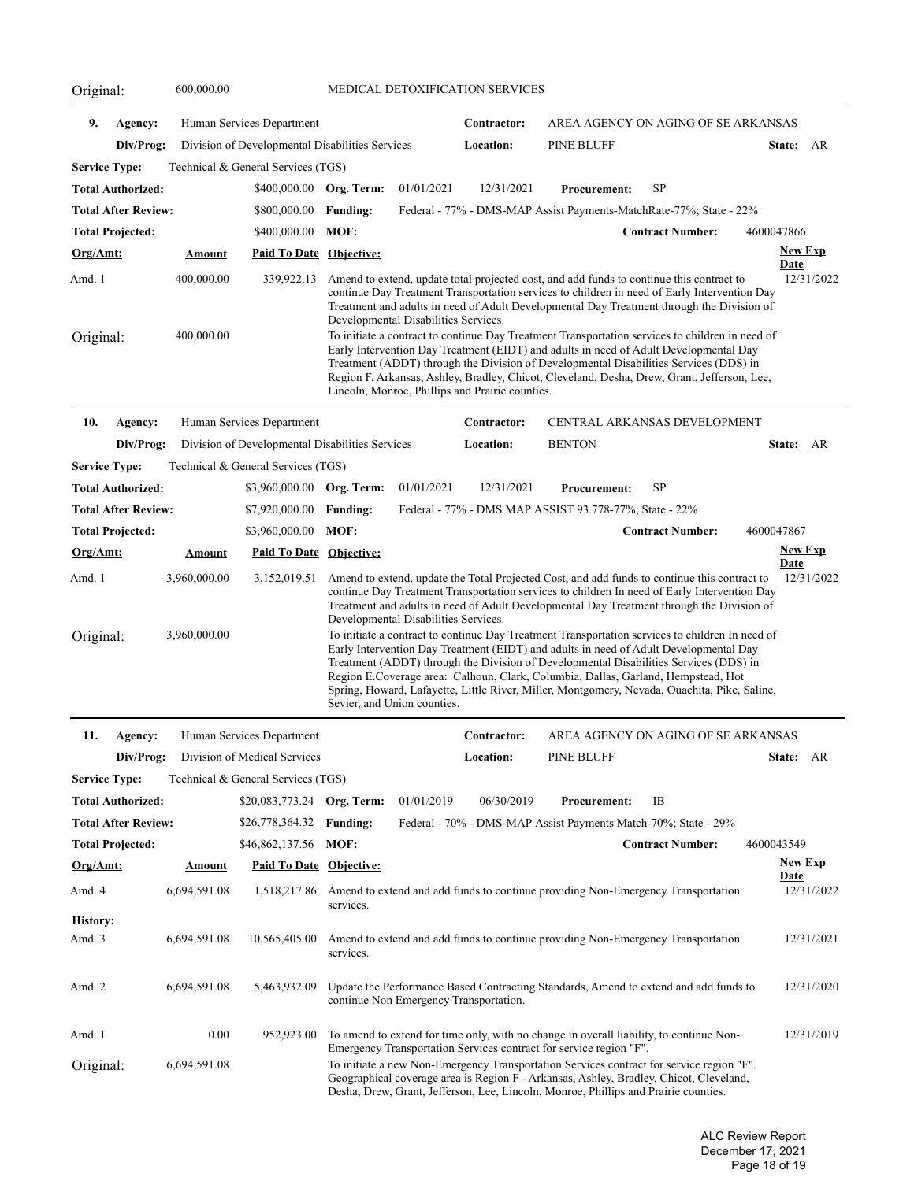| Original: | 600,000.00 | | MEDICAL DETOXIFICATION SERVICES | |
|---|---|---|---|---|

---

**9.** **Agency:** Human Services Department **Contractor:** AREA AGENCY ON AGING OF SE ARKANSAS

**Div/Prog:** Division of Developmental Disabilities Services **Location:** PINE BLUFF **State:** AR

**Service Type:** Technical & General Services (TGS)

**Total Authorized:** $400,000.00 **Org. Term:** 01/01/2021 12/31/2021 **Procurement:** SP

**Total After Review:** $800,000.00 **Funding:** Federal - 77% - DMS-MAP Assist Payments-MatchRate-77%; State - 22%

**Total Projected:** $400,000.00 **MOF:** **Contract Number:** 4600047866

| Org/Amt: | Amount | Paid To Date | Objective: | New Exp Date |
|---|---|---|---|---|
| Amd. 1 | 400,000.00 | 339,922.13 | Amend to extend, update total projected cost, and add funds to continue this contract to continue Day Treatment Transportation services to children in need of Early Intervention Day Treatment and adults in need of Adult Developmental Day Treatment through the Division of Developmental Disabilities Services. | 12/31/2022 |
| Original: | 400,000.00 | | To initiate a contract to continue Day Treatment Transportation services to children in need of Early Intervention Day Treatment (EIDT) and adults in need of Adult Developmental Day Treatment (ADDT) through the Division of Developmental Disabilities Services (DDS) in Region F. Arkansas, Ashley, Bradley, Chicot, Cleveland, Desha, Drew, Grant, Jefferson, Lee, Lincoln, Monroe, Phillips and Prairie counties. | |

---

**10.** **Agency:** Human Services Department **Contractor:** CENTRAL ARKANSAS DEVELOPMENT

**Div/Prog:** Division of Developmental Disabilities Services **Location:** BENTON **State:** AR

**Service Type:** Technical & General Services (TGS)

**Total Authorized:** $3,960,000.00 **Org. Term:** 01/01/2021 12/31/2021 **Procurement:** SP

**Total After Review:** $7,920,000.00 **Funding:** Federal - 77% - DMS MAP ASSIST 93.778-77%; State - 22%

**Total Projected:** $3,960,000.00 **MOF:** **Contract Number:** 4600047867

| Org/Amt: | Amount | Paid To Date | Objective: | New Exp Date |
|---|---|---|---|---|
| Amd. 1 | 3,960,000.00 | 3,152,019.51 | Amend to extend, update the Total Projected Cost, and add funds to continue this contract to continue Day Treatment Transportation services to children In need of Early Intervention Day Treatment and adults in need of Adult Developmental Day Treatment through the Division of Developmental Disabilities Services. | 12/31/2022 |
| Original: | 3,960,000.00 | | To initiate a contract to continue Day Treatment Transportation services to children In need of Early Intervention Day Treatment (EIDT) and adults in need of Adult Developmental Day Treatment (ADDT) through the Division of Developmental Disabilities Services (DDS) in Region E.Coverage area: Calhoun, Clark, Columbia, Dallas, Garland, Hempstead, Hot Spring, Howard, Lafayette, Little River, Miller, Montgomery, Nevada, Ouachita, Pike, Saline, Sevier, and Union counties. | |

---

**11.** **Agency:** Human Services Department **Contractor:** AREA AGENCY ON AGING OF SE ARKANSAS

**Div/Prog:** Division of Medical Services **Location:** PINE BLUFF **State:** AR

**Service Type:** Technical & General Services (TGS)

**Total Authorized:** $20,083,773.24 **Org. Term:** 01/01/2019 06/30/2019 **Procurement:** IB

**Total After Review:** $26,778,364.32 **Funding:** Federal - 70% - DMS-MAP Assist Payments Match-70%; State - 29%

**Total Projected:** $46,862,137.56 **MOF:** **Contract Number:** 4600043549

| Org/Amt: | Amount | Paid To Date | Objective: | New Exp Date |
|---|---|---|---|---|
| Amd. 4 | 6,694,591.08 | 1,518,217.86 | Amend to extend and add funds to continue providing Non-Emergency Transportation services. | 12/31/2022 |
| **History:** | | | | |
| Amd. 3 | 6,694,591.08 | 10,565,405.00 | Amend to extend and add funds to continue providing Non-Emergency Transportation services. | 12/31/2021 |
| Amd. 2 | 6,694,591.08 | 5,463,932.09 | Update the Performance Based Contracting Standards, Amend to extend and add funds to continue Non Emergency Transportation. | 12/31/2020 |
| Amd. 1 | 0.00 | 952,923.00 | To amend to extend for time only, with no change in overall liability, to continue Non-Emergency Transportation Services contract for service region "F". | 12/31/2019 |
| Original: | 6,694,591.08 | | To initiate a new Non-Emergency Transportation Services contract for service region "F". Geographical coverage area is Region F - Arkansas, Ashley, Bradley, Chicot, Cleveland, Desha, Drew, Grant, Jefferson, Lee, Lincoln, Monroe, Phillips and Prairie counties. | |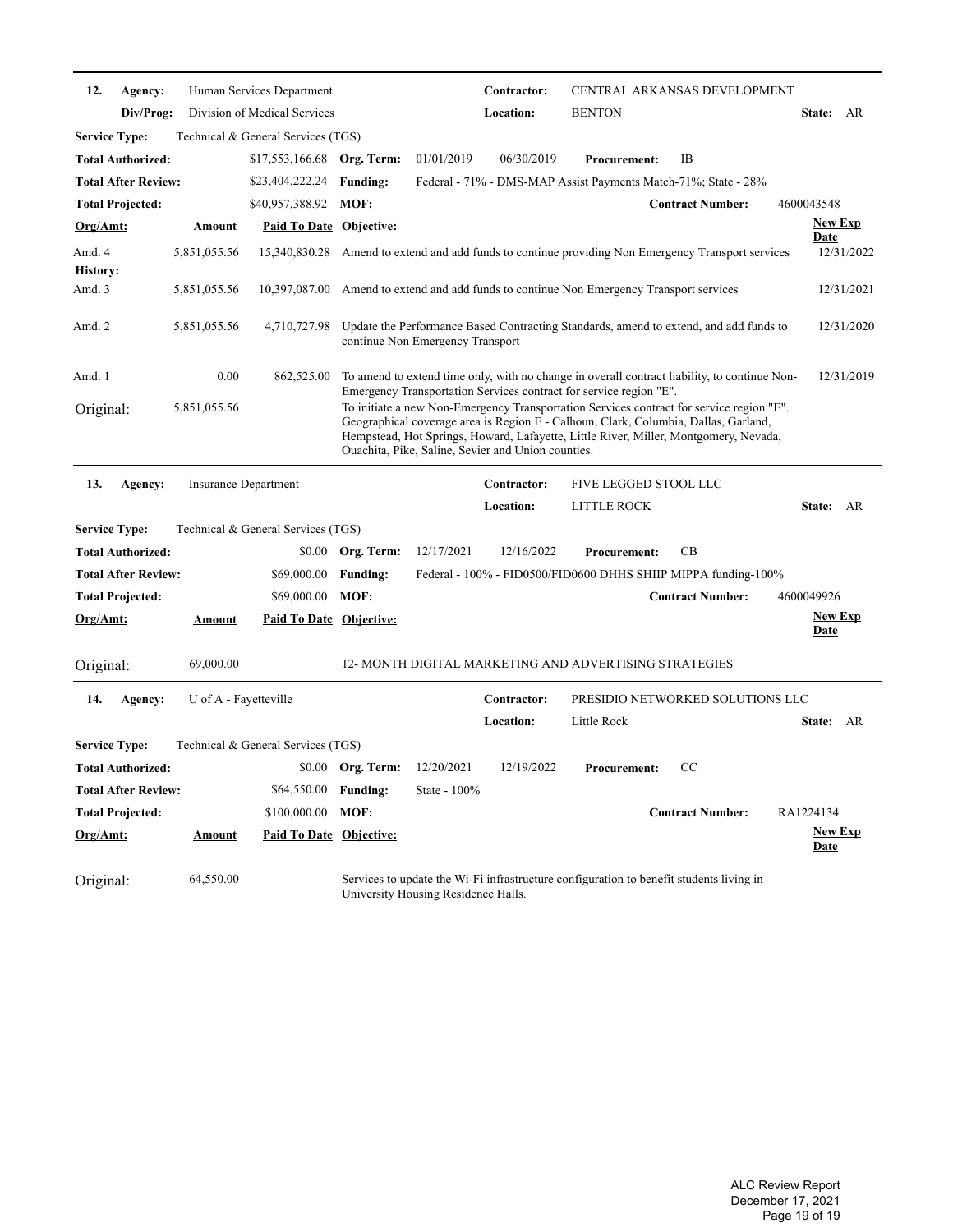**12.** **Agency:** Human Services Department **Contractor:** CENTRAL ARKANSAS DEVELOPMENT
**Div/Prog:** Division of Medical Services **Location:** BENTON **State:** AR

**Service Type:** Technical & General Services (TGS)

| | | | | | | |
|---|---|---|---|---|---|---|
| **Total Authorized:** | $17,553,166.68 | **Org. Term:** | 01/01/2019 | 06/30/2019 | **Procurement:** | IB |
| **Total After Review:** | $23,404,222.24 | **Funding:** | Federal - 71% - DMS-MAP Assist Payments Match-71%; State - 28% | | | |
| **Total Projected:** | $40,957,388.92 | **MOF:** | | | **Contract Number:** | 4600043548 |

| **Org/Amt:** | **Amount** | **Paid To Date** | **Objective:** | **New Exp Date** |
|---|---|---|---|---|
| Amd. 4 | 5,851,055.56 | 15,340,830.28 | Amend to extend and add funds to continue providing Non Emergency Transport services | 12/31/2022 |
| **History:** | | | | |
| Amd. 3 | 5,851,055.56 | 10,397,087.00 | Amend to extend and add funds to continue Non Emergency Transport services | 12/31/2021 |
| Amd. 2 | 5,851,055.56 | 4,710,727.98 | Update the Performance Based Contracting Standards, amend to extend, and add funds to continue Non Emergency Transport | 12/31/2020 |
| Amd. 1 | 0.00 | 862,525.00 | To amend to extend time only, with no change in overall contract liability, to continue Non-Emergency Transportation Services contract for service region "E". | 12/31/2019 |
| Original: | 5,851,055.56 | | To initiate a new Non-Emergency Transportation Services contract for service region "E". Geographical coverage area is Region E - Calhoun, Clark, Columbia, Dallas, Garland, Hempstead, Hot Springs, Howard, Lafayette, Little River, Miller, Montgomery, Nevada, Ouachita, Pike, Saline, Sevier and Union counties. | |

---

**13.** **Agency:** Insurance Department **Contractor:** FIVE LEGGED STOOL LLC
**Location:** LITTLE ROCK **State:** AR

**Service Type:** Technical & General Services (TGS)

| | | | | | | |
|---|---|---|---|---|---|---|
| **Total Authorized:** | $0.00 | **Org. Term:** | 12/17/2021 | 12/16/2022 | **Procurement:** | CB |
| **Total After Review:** | $69,000.00 | **Funding:** | Federal - 100% - FID0500/FID0600 DHHS SHIIP MIPPA funding-100% | | | |
| **Total Projected:** | $69,000.00 | **MOF:** | | | **Contract Number:** | 4600049926 |

| **Org/Amt:** | **Amount** | **Paid To Date** | **Objective:** | **New Exp Date** |
|---|---|---|---|---|
| Original: | 69,000.00 | | 12- MONTH DIGITAL MARKETING AND ADVERTISING STRATEGIES | |

---

**14.** **Agency:** U of A - Fayetteville **Contractor:** PRESIDIO NETWORKED SOLUTIONS LLC
**Location:** Little Rock **State:** AR

**Service Type:** Technical & General Services (TGS)

| | | | | | | |
|---|---|---|---|---|---|---|
| **Total Authorized:** | $0.00 | **Org. Term:** | 12/20/2021 | 12/19/2022 | **Procurement:** | CC |
| **Total After Review:** | $64,550.00 | **Funding:** | State - 100% | | | |
| **Total Projected:** | $100,000.00 | **MOF:** | | | **Contract Number:** | RA1224134 |

| **Org/Amt:** | **Amount** | **Paid To Date** | **Objective:** | **New Exp Date** |
|---|---|---|---|---|
| Original: | 64,550.00 | | Services to update the Wi-Fi infrastructure configuration to benefit students living in University Housing Residence Halls. | |

ALC Review Report
December 17, 2021